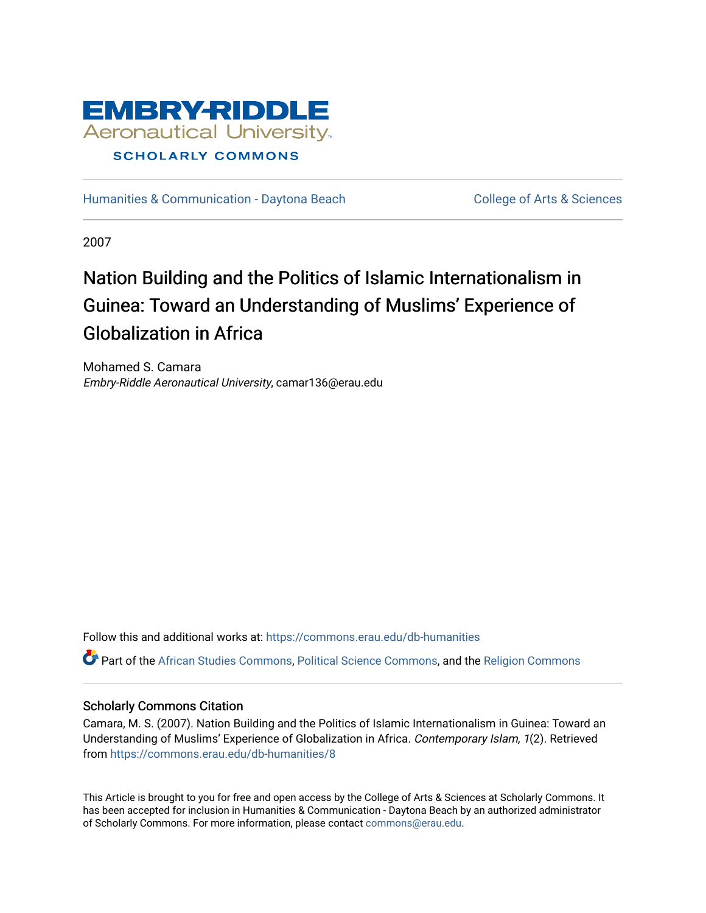EMBRY-RIDDLE
Aeronautical University
SCHOLARLY COMMONS

Humanities & Communication - Daytona Beach | College of Arts & Sciences

2007

# Nation Building and the Politics of Islamic Internationalism in Guinea: Toward an Understanding of Muslims' Experience of Globalization in Africa

Mohamed S. Camara
*Embry-Riddle Aeronautical University*, camar136@erau.edu

Follow this and additional works at: https://commons.erau.edu/db-humanities

Part of the African Studies Commons, Political Science Commons, and the Religion Commons

## Scholarly Commons Citation

Camara, M. S. (2007). Nation Building and the Politics of Islamic Internationalism in Guinea: Toward an Understanding of Muslims' Experience of Globalization in Africa. *Contemporary Islam, 1*(2). Retrieved from https://commons.erau.edu/db-humanities/8

This Article is brought to you for free and open access by the College of Arts & Sciences at Scholarly Commons. It has been accepted for inclusion in Humanities & Communication - Daytona Beach by an authorized administrator of Scholarly Commons. For more information, please contact commons@erau.edu.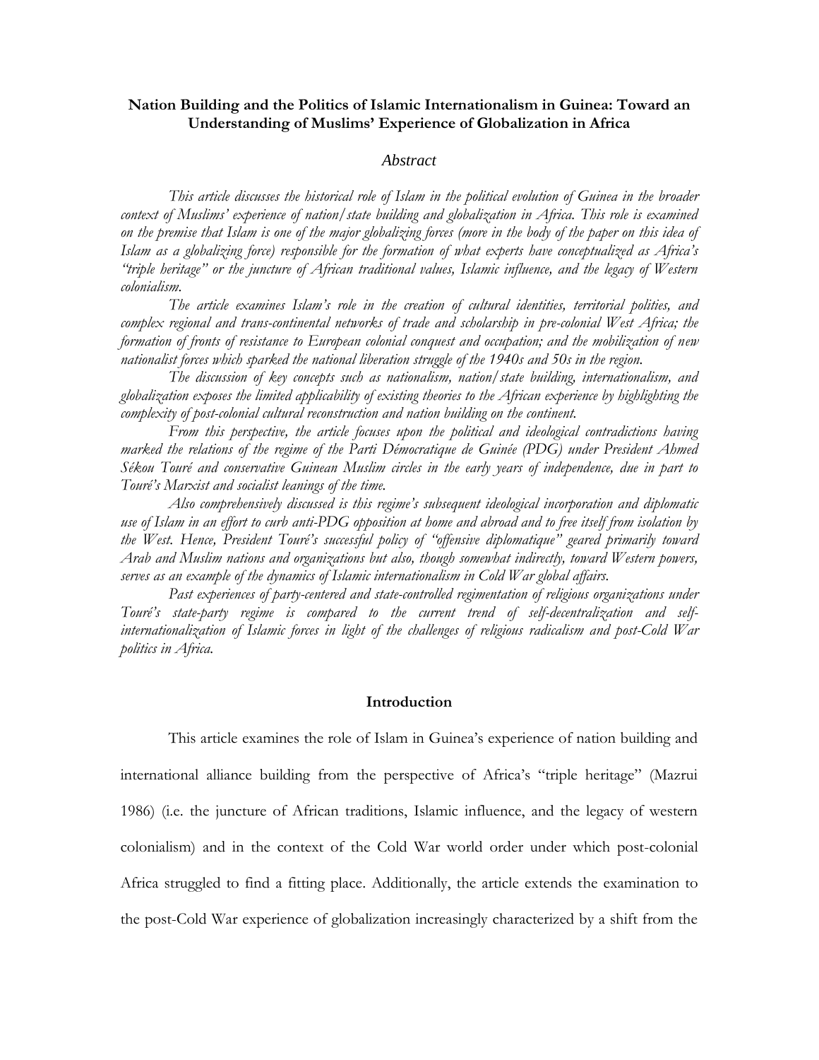**Nation Building and the Politics of Islamic Internationalism in Guinea: Toward an Understanding of Muslims' Experience of Globalization in Africa**

## *Abstract*

*This article discusses the historical role of Islam in the political evolution of Guinea in the broader context of Muslims' experience of nation/state building and globalization in Africa. This role is examined on the premise that Islam is one of the major globalizing forces (more in the body of the paper on this idea of Islam as a globalizing force) responsible for the formation of what experts have conceptualized as Africa's "triple heritage" or the juncture of African traditional values, Islamic influence, and the legacy of Western colonialism.*

*The article examines Islam's role in the creation of cultural identities, territorial polities, and complex regional and trans-continental networks of trade and scholarship in pre-colonial West Africa; the formation of fronts of resistance to European colonial conquest and occupation; and the mobilization of new nationalist forces which sparked the national liberation struggle of the 1940s and 50s in the region.*

*The discussion of key concepts such as nationalism, nation/state building, internationalism, and globalization exposes the limited applicability of existing theories to the African experience by highlighting the complexity of post-colonial cultural reconstruction and nation building on the continent.*

*From this perspective, the article focuses upon the political and ideological contradictions having marked the relations of the regime of the Parti Démocratique de Guinée (PDG) under President Ahmed Sékou Touré and conservative Guinean Muslim circles in the early years of independence, due in part to Touré's Marxist and socialist leanings of the time.*

*Also comprehensively discussed is this regime's subsequent ideological incorporation and diplomatic use of Islam in an effort to curb anti-PDG opposition at home and abroad and to free itself from isolation by the West. Hence, President Touré's successful policy of "offensive diplomatique" geared primarily toward Arab and Muslim nations and organizations but also, though somewhat indirectly, toward Western powers, serves as an example of the dynamics of Islamic internationalism in Cold War global affairs.*

*Past experiences of party-centered and state-controlled regimentation of religious organizations under Touré's state-party regime is compared to the current trend of self-decentralization and self-internationalization of Islamic forces in light of the challenges of religious radicalism and post-Cold War politics in Africa.*

## Introduction

This article examines the role of Islam in Guinea's experience of nation building and international alliance building from the perspective of Africa's "triple heritage" (Mazrui 1986) (i.e. the juncture of African traditions, Islamic influence, and the legacy of western colonialism) and in the context of the Cold War world order under which post-colonial Africa struggled to find a fitting place. Additionally, the article extends the examination to the post-Cold War experience of globalization increasingly characterized by a shift from the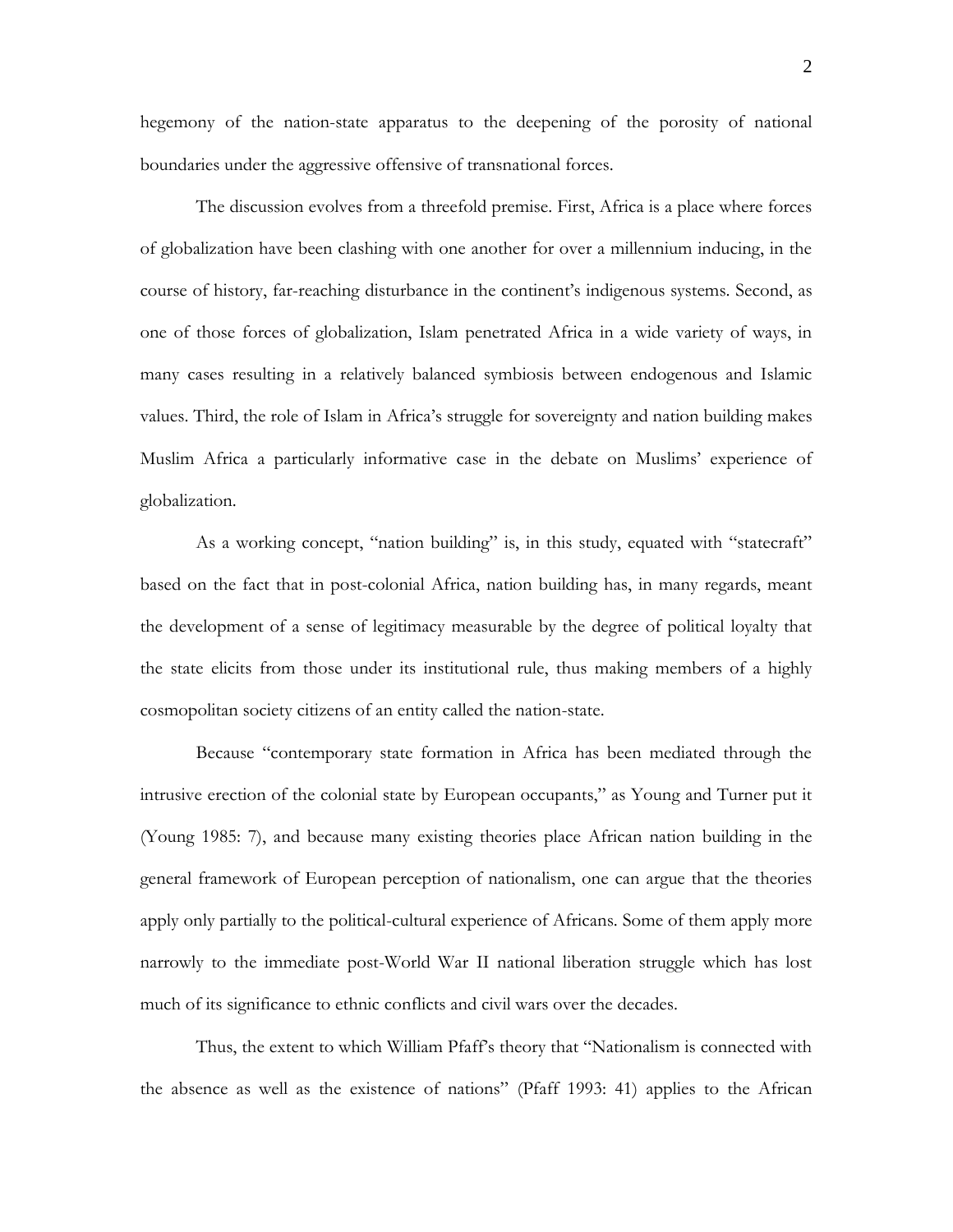hegemony of the nation-state apparatus to the deepening of the porosity of national boundaries under the aggressive offensive of transnational forces.

The discussion evolves from a threefold premise. First, Africa is a place where forces of globalization have been clashing with one another for over a millennium inducing, in the course of history, far-reaching disturbance in the continent's indigenous systems. Second, as one of those forces of globalization, Islam penetrated Africa in a wide variety of ways, in many cases resulting in a relatively balanced symbiosis between endogenous and Islamic values. Third, the role of Islam in Africa's struggle for sovereignty and nation building makes Muslim Africa a particularly informative case in the debate on Muslims' experience of globalization.

As a working concept, "nation building" is, in this study, equated with "statecraft" based on the fact that in post-colonial Africa, nation building has, in many regards, meant the development of a sense of legitimacy measurable by the degree of political loyalty that the state elicits from those under its institutional rule, thus making members of a highly cosmopolitan society citizens of an entity called the nation-state.

Because "contemporary state formation in Africa has been mediated through the intrusive erection of the colonial state by European occupants," as Young and Turner put it (Young 1985: 7), and because many existing theories place African nation building in the general framework of European perception of nationalism, one can argue that the theories apply only partially to the political-cultural experience of Africans. Some of them apply more narrowly to the immediate post-World War II national liberation struggle which has lost much of its significance to ethnic conflicts and civil wars over the decades.

Thus, the extent to which William Pfaff's theory that "Nationalism is connected with the absence as well as the existence of nations" (Pfaff 1993: 41) applies to the African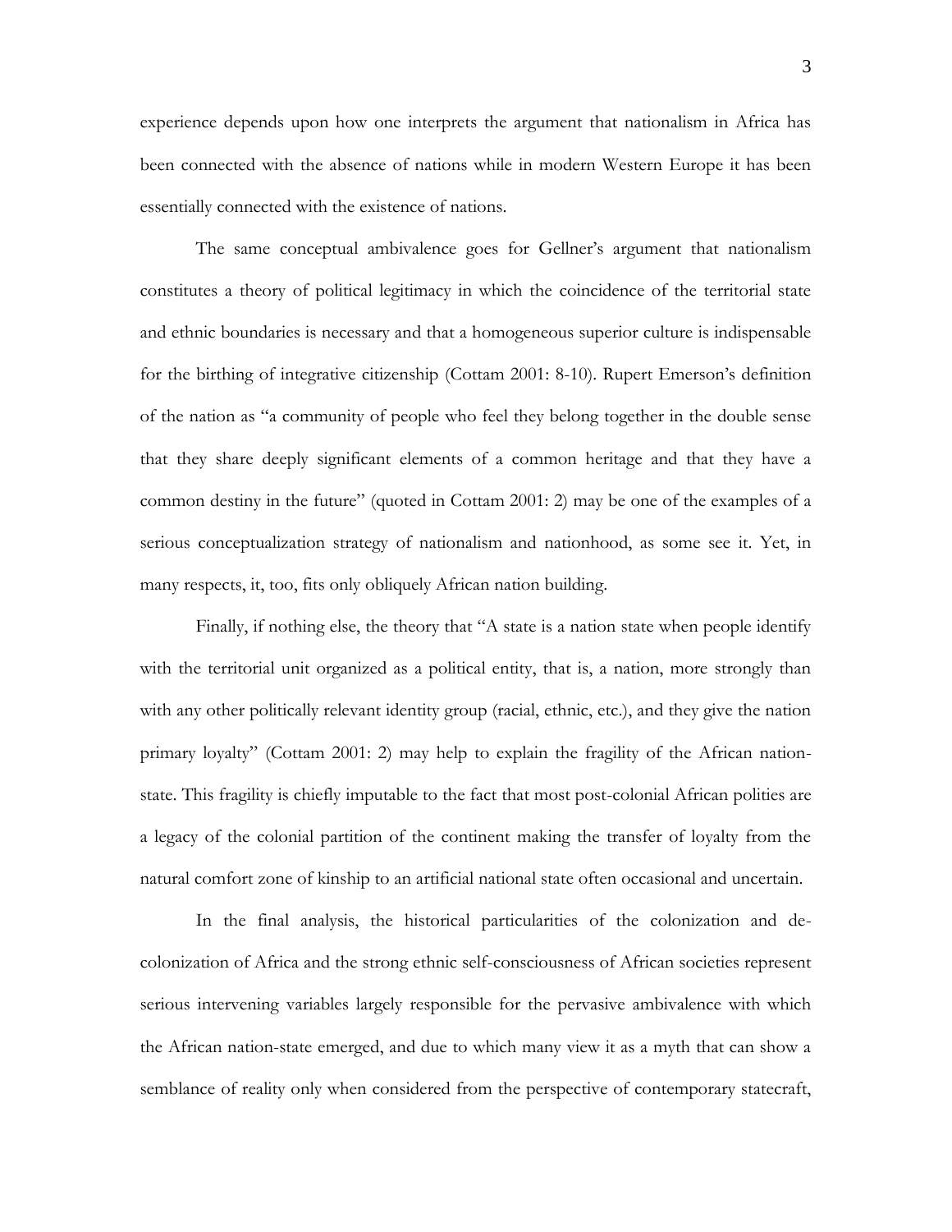experience depends upon how one interprets the argument that nationalism in Africa has been connected with the absence of nations while in modern Western Europe it has been essentially connected with the existence of nations.

The same conceptual ambivalence goes for Gellner's argument that nationalism constitutes a theory of political legitimacy in which the coincidence of the territorial state and ethnic boundaries is necessary and that a homogeneous superior culture is indispensable for the birthing of integrative citizenship (Cottam 2001: 8-10). Rupert Emerson's definition of the nation as "a community of people who feel they belong together in the double sense that they share deeply significant elements of a common heritage and that they have a common destiny in the future" (quoted in Cottam 2001: 2) may be one of the examples of a serious conceptualization strategy of nationalism and nationhood, as some see it. Yet, in many respects, it, too, fits only obliquely African nation building.

Finally, if nothing else, the theory that "A state is a nation state when people identify with the territorial unit organized as a political entity, that is, a nation, more strongly than with any other politically relevant identity group (racial, ethnic, etc.), and they give the nation primary loyalty" (Cottam 2001: 2) may help to explain the fragility of the African nation-state. This fragility is chiefly imputable to the fact that most post-colonial African polities are a legacy of the colonial partition of the continent making the transfer of loyalty from the natural comfort zone of kinship to an artificial national state often occasional and uncertain.

In the final analysis, the historical particularities of the colonization and de-colonization of Africa and the strong ethnic self-consciousness of African societies represent serious intervening variables largely responsible for the pervasive ambivalence with which the African nation-state emerged, and due to which many view it as a myth that can show a semblance of reality only when considered from the perspective of contemporary statecraft,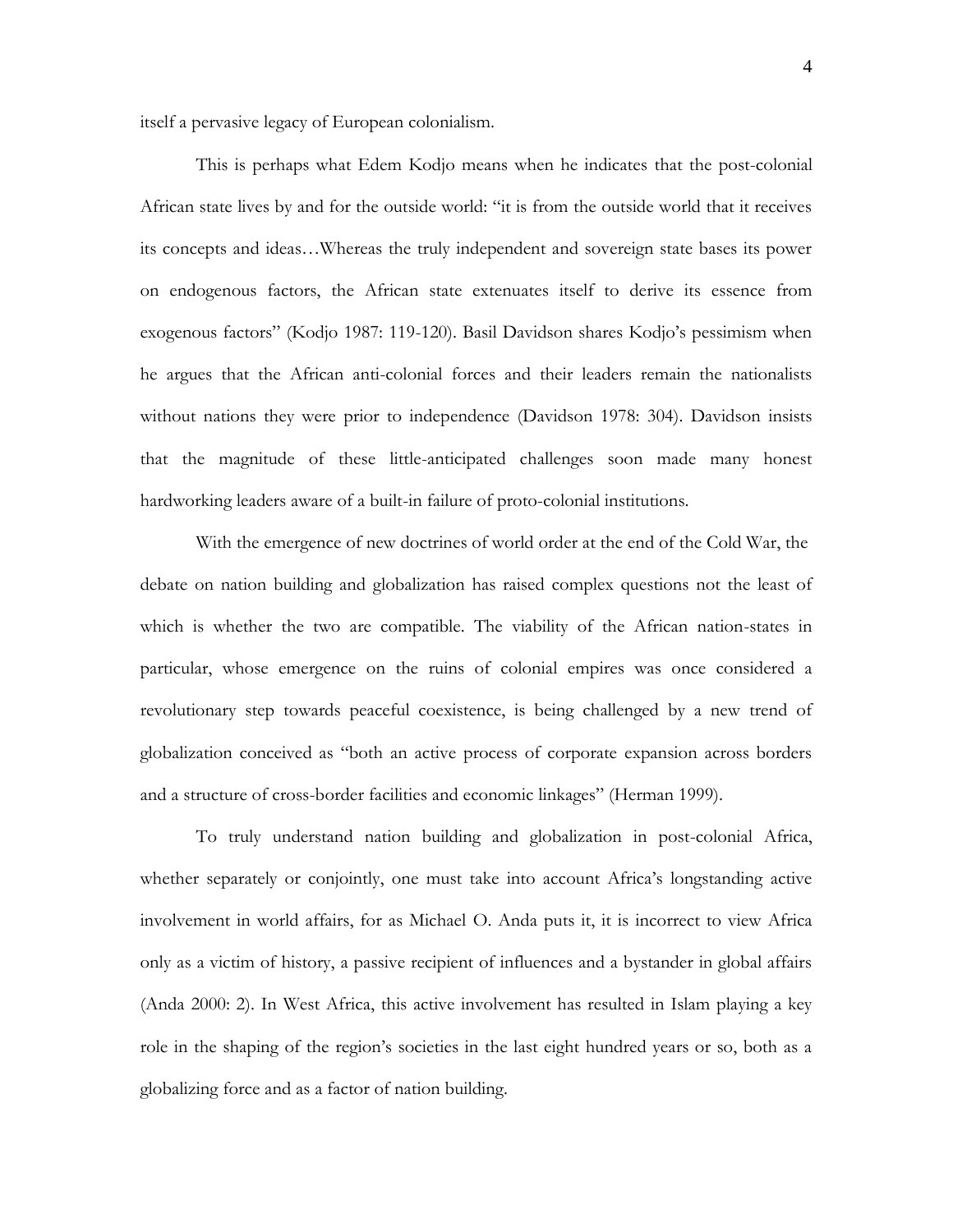itself a pervasive legacy of European colonialism.

This is perhaps what Edem Kodjo means when he indicates that the post-colonial African state lives by and for the outside world: "it is from the outside world that it receives its concepts and ideas…Whereas the truly independent and sovereign state bases its power on endogenous factors, the African state extenuates itself to derive its essence from exogenous factors" (Kodjo 1987: 119-120). Basil Davidson shares Kodjo's pessimism when he argues that the African anti-colonial forces and their leaders remain the nationalists without nations they were prior to independence (Davidson 1978: 304). Davidson insists that the magnitude of these little-anticipated challenges soon made many honest hardworking leaders aware of a built-in failure of proto-colonial institutions.

With the emergence of new doctrines of world order at the end of the Cold War, the debate on nation building and globalization has raised complex questions not the least of which is whether the two are compatible. The viability of the African nation-states in particular, whose emergence on the ruins of colonial empires was once considered a revolutionary step towards peaceful coexistence, is being challenged by a new trend of globalization conceived as "both an active process of corporate expansion across borders and a structure of cross-border facilities and economic linkages" (Herman 1999).

To truly understand nation building and globalization in post-colonial Africa, whether separately or conjointly, one must take into account Africa's longstanding active involvement in world affairs, for as Michael O. Anda puts it, it is incorrect to view Africa only as a victim of history, a passive recipient of influences and a bystander in global affairs (Anda 2000: 2). In West Africa, this active involvement has resulted in Islam playing a key role in the shaping of the region's societies in the last eight hundred years or so, both as a globalizing force and as a factor of nation building.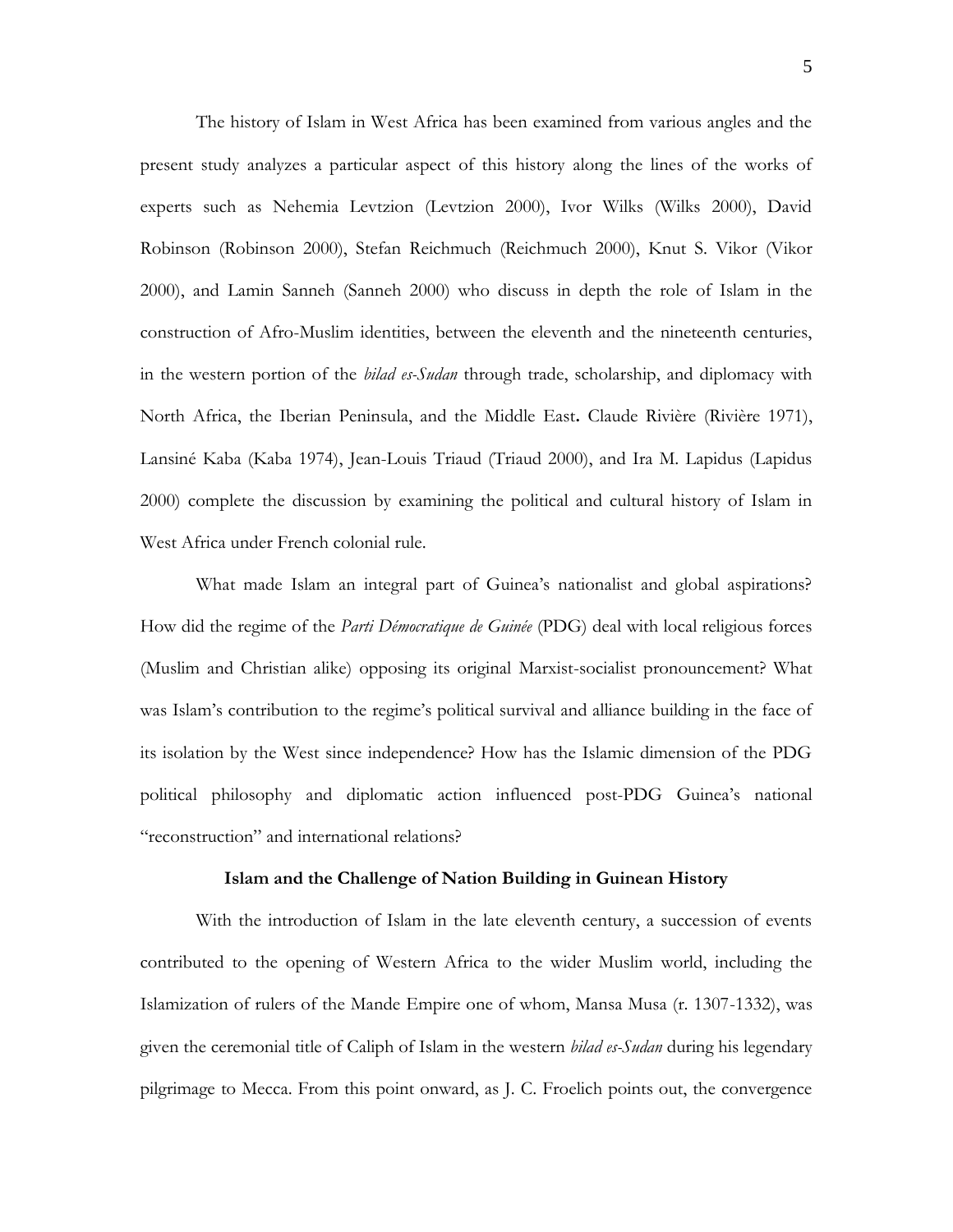The history of Islam in West Africa has been examined from various angles and the present study analyzes a particular aspect of this history along the lines of the works of experts such as Nehemia Levtzion (Levtzion 2000), Ivor Wilks (Wilks 2000), David Robinson (Robinson 2000), Stefan Reichmuch (Reichmuch 2000), Knut S. Vikor (Vikor 2000), and Lamin Sanneh (Sanneh 2000) who discuss in depth the role of Islam in the construction of Afro-Muslim identities, between the eleventh and the nineteenth centuries, in the western portion of the *bilad es-Sudan* through trade, scholarship, and diplomacy with North Africa, the Iberian Peninsula, and the Middle East**.** Claude Rivière (Rivière 1971), Lansiné Kaba (Kaba 1974), Jean-Louis Triaud (Triaud 2000), and Ira M. Lapidus (Lapidus 2000) complete the discussion by examining the political and cultural history of Islam in West Africa under French colonial rule.

What made Islam an integral part of Guinea's nationalist and global aspirations? How did the regime of the *Parti Démocratique de Guinée* (PDG) deal with local religious forces (Muslim and Christian alike) opposing its original Marxist-socialist pronouncement? What was Islam's contribution to the regime's political survival and alliance building in the face of its isolation by the West since independence? How has the Islamic dimension of the PDG political philosophy and diplomatic action influenced post-PDG Guinea's national "reconstruction" and international relations?

**Islam and the Challenge of Nation Building in Guinean History**

With the introduction of Islam in the late eleventh century, a succession of events contributed to the opening of Western Africa to the wider Muslim world, including the Islamization of rulers of the Mande Empire one of whom, Mansa Musa (r. 1307-1332), was given the ceremonial title of Caliph of Islam in the western *bilad es-Sudan* during his legendary pilgrimage to Mecca. From this point onward, as J. C. Froelich points out, the convergence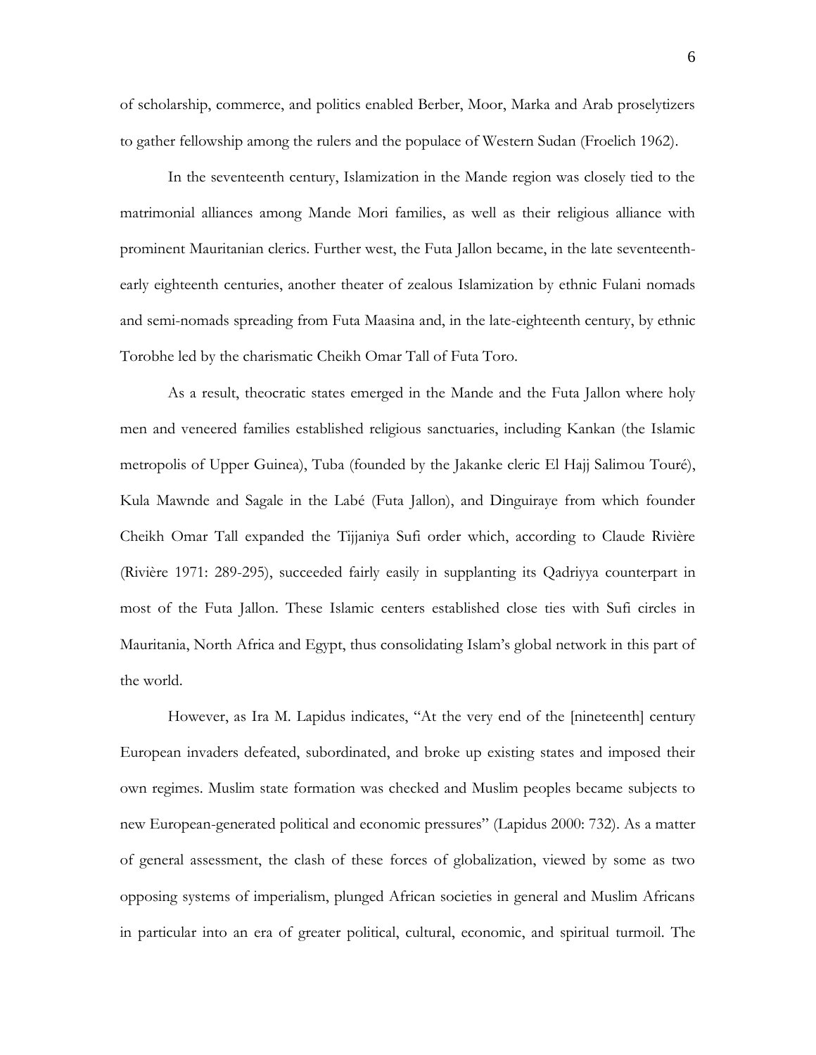of scholarship, commerce, and politics enabled Berber, Moor, Marka and Arab proselytizers to gather fellowship among the rulers and the populace of Western Sudan (Froelich 1962).

In the seventeenth century, Islamization in the Mande region was closely tied to the matrimonial alliances among Mande Mori families, as well as their religious alliance with prominent Mauritanian clerics. Further west, the Futa Jallon became, in the late seventeenth-early eighteenth centuries, another theater of zealous Islamization by ethnic Fulani nomads and semi-nomads spreading from Futa Maasina and, in the late-eighteenth century, by ethnic Torobhe led by the charismatic Cheikh Omar Tall of Futa Toro.

As a result, theocratic states emerged in the Mande and the Futa Jallon where holy men and veneered families established religious sanctuaries, including Kankan (the Islamic metropolis of Upper Guinea), Tuba (founded by the Jakanke cleric El Hajj Salimou Touré), Kula Mawnde and Sagale in the Labé (Futa Jallon), and Dinguiraye from which founder Cheikh Omar Tall expanded the Tijjaniya Sufi order which, according to Claude Rivière (Rivière 1971: 289-295), succeeded fairly easily in supplanting its Qadriyya counterpart in most of the Futa Jallon. These Islamic centers established close ties with Sufi circles in Mauritania, North Africa and Egypt, thus consolidating Islam's global network in this part of the world.

However, as Ira M. Lapidus indicates, "At the very end of the [nineteenth] century European invaders defeated, subordinated, and broke up existing states and imposed their own regimes. Muslim state formation was checked and Muslim peoples became subjects to new European-generated political and economic pressures" (Lapidus 2000: 732). As a matter of general assessment, the clash of these forces of globalization, viewed by some as two opposing systems of imperialism, plunged African societies in general and Muslim Africans in particular into an era of greater political, cultural, economic, and spiritual turmoil. The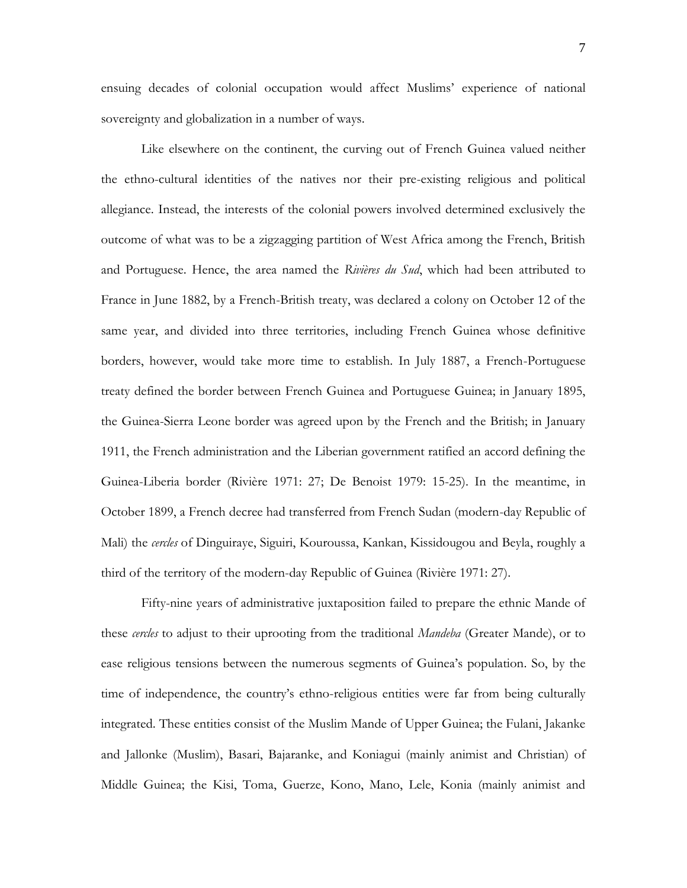ensuing decades of colonial occupation would affect Muslims' experience of national sovereignty and globalization in a number of ways.

Like elsewhere on the continent, the curving out of French Guinea valued neither the ethno-cultural identities of the natives nor their pre-existing religious and political allegiance. Instead, the interests of the colonial powers involved determined exclusively the outcome of what was to be a zigzagging partition of West Africa among the French, British and Portuguese. Hence, the area named the *Rivières du Sud*, which had been attributed to France in June 1882, by a French-British treaty, was declared a colony on October 12 of the same year, and divided into three territories, including French Guinea whose definitive borders, however, would take more time to establish. In July 1887, a French-Portuguese treaty defined the border between French Guinea and Portuguese Guinea; in January 1895, the Guinea-Sierra Leone border was agreed upon by the French and the British; in January 1911, the French administration and the Liberian government ratified an accord defining the Guinea-Liberia border (Rivière 1971: 27; De Benoist 1979: 15-25). In the meantime, in October 1899, a French decree had transferred from French Sudan (modern-day Republic of Mali) the *cercles* of Dinguiraye, Siguiri, Kouroussa, Kankan, Kissidougou and Beyla, roughly a third of the territory of the modern-day Republic of Guinea (Rivière 1971: 27).

Fifty-nine years of administrative juxtaposition failed to prepare the ethnic Mande of these *cercles* to adjust to their uprooting from the traditional *Mandeba* (Greater Mande), or to ease religious tensions between the numerous segments of Guinea's population. So, by the time of independence, the country's ethno-religious entities were far from being culturally integrated. These entities consist of the Muslim Mande of Upper Guinea; the Fulani, Jakanke and Jallonke (Muslim), Basari, Bajaranke, and Koniagui (mainly animist and Christian) of Middle Guinea; the Kisi, Toma, Guerze, Kono, Mano, Lele, Konia (mainly animist and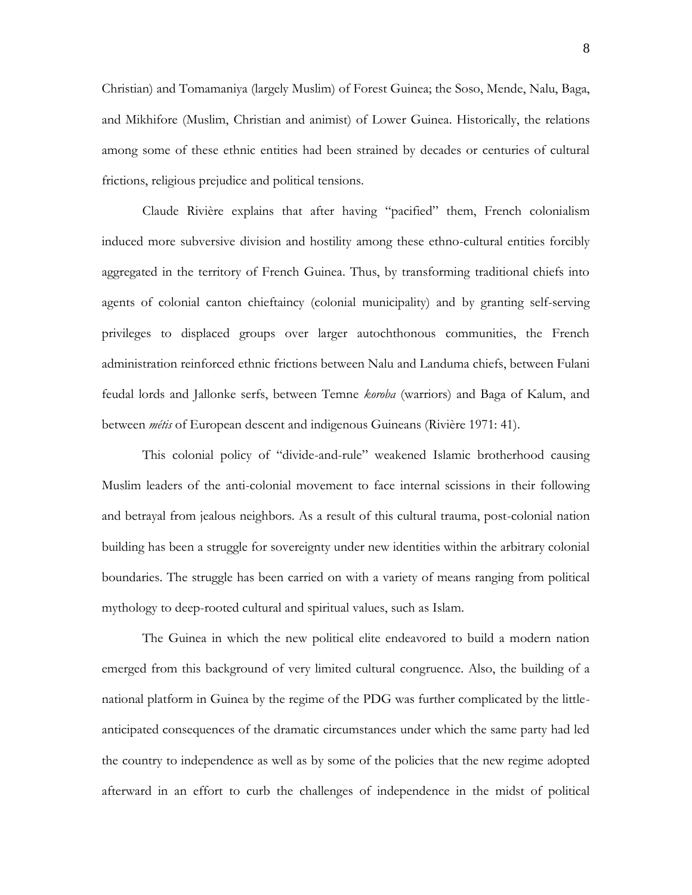Christian) and Tomamaniya (largely Muslim) of Forest Guinea; the Soso, Mende, Nalu, Baga, and Mikhifore (Muslim, Christian and animist) of Lower Guinea. Historically, the relations among some of these ethnic entities had been strained by decades or centuries of cultural frictions, religious prejudice and political tensions.

Claude Rivière explains that after having "pacified" them, French colonialism induced more subversive division and hostility among these ethno-cultural entities forcibly aggregated in the territory of French Guinea. Thus, by transforming traditional chiefs into agents of colonial canton chieftaincy (colonial municipality) and by granting self-serving privileges to displaced groups over larger autochthonous communities, the French administration reinforced ethnic frictions between Nalu and Landuma chiefs, between Fulani feudal lords and Jallonke serfs, between Temne *koroba* (warriors) and Baga of Kalum, and between *métis* of European descent and indigenous Guineans (Rivière 1971: 41).

This colonial policy of "divide-and-rule" weakened Islamic brotherhood causing Muslim leaders of the anti-colonial movement to face internal scissions in their following and betrayal from jealous neighbors. As a result of this cultural trauma, post-colonial nation building has been a struggle for sovereignty under new identities within the arbitrary colonial boundaries. The struggle has been carried on with a variety of means ranging from political mythology to deep-rooted cultural and spiritual values, such as Islam.

The Guinea in which the new political elite endeavored to build a modern nation emerged from this background of very limited cultural congruence. Also, the building of a national platform in Guinea by the regime of the PDG was further complicated by the little-anticipated consequences of the dramatic circumstances under which the same party had led the country to independence as well as by some of the policies that the new regime adopted afterward in an effort to curb the challenges of independence in the midst of political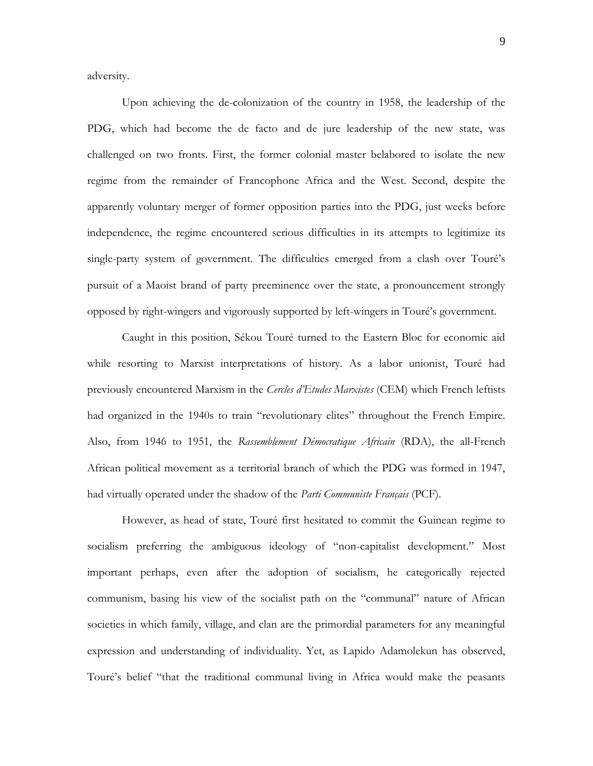adversity.

Upon achieving the de-colonization of the country in 1958, the leadership of the PDG, which had become the de facto and de jure leadership of the new state, was challenged on two fronts. First, the former colonial master belabored to isolate the new regime from the remainder of Francophone Africa and the West. Second, despite the apparently voluntary merger of former opposition parties into the PDG, just weeks before independence, the regime encountered serious difficulties in its attempts to legitimize its single-party system of government. The difficulties emerged from a clash over Touré's pursuit of a Maoist brand of party preeminence over the state, a pronouncement strongly opposed by right-wingers and vigorously supported by left-wingers in Touré's government.

Caught in this position, Sékou Touré turned to the Eastern Bloc for economic aid while resorting to Marxist interpretations of history. As a labor unionist, Touré had previously encountered Marxism in the *Cercles d'Etudes Marxistes* (CEM) which French leftists had organized in the 1940s to train "revolutionary elites" throughout the French Empire. Also, from 1946 to 1951, the *Rassemblement Démocratique Africain* (RDA), the all-French African political movement as a territorial branch of which the PDG was formed in 1947, had virtually operated under the shadow of the *Parti Communiste Français* (PCF).

However, as head of state, Touré first hesitated to commit the Guinean regime to socialism preferring the ambiguous ideology of "non-capitalist development." Most important perhaps, even after the adoption of socialism, he categorically rejected communism, basing his view of the socialist path on the "communal" nature of African societies in which family, village, and clan are the primordial parameters for any meaningful expression and understanding of individuality. Yet, as Lapido Adamolekun has observed, Touré's belief "that the traditional communal living in Africa would make the peasants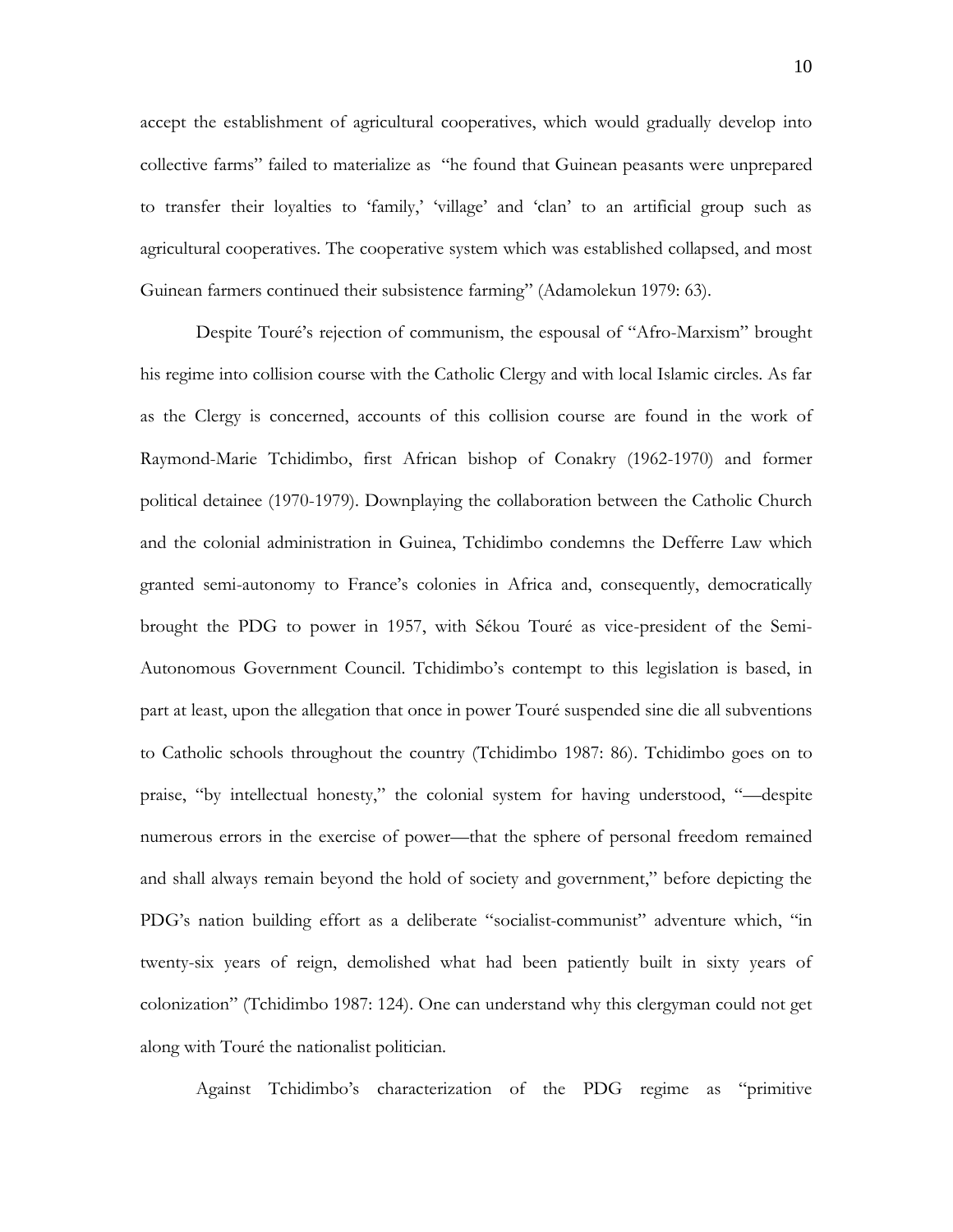accept the establishment of agricultural cooperatives, which would gradually develop into collective farms" failed to materialize as "he found that Guinean peasants were unprepared to transfer their loyalties to 'family,' 'village' and 'clan' to an artificial group such as agricultural cooperatives. The cooperative system which was established collapsed, and most Guinean farmers continued their subsistence farming" (Adamolekun 1979: 63).

Despite Touré's rejection of communism, the espousal of "Afro-Marxism" brought his regime into collision course with the Catholic Clergy and with local Islamic circles. As far as the Clergy is concerned, accounts of this collision course are found in the work of Raymond-Marie Tchidimbo, first African bishop of Conakry (1962-1970) and former political detainee (1970-1979). Downplaying the collaboration between the Catholic Church and the colonial administration in Guinea, Tchidimbo condemns the Defferre Law which granted semi-autonomy to France's colonies in Africa and, consequently, democratically brought the PDG to power in 1957, with Sékou Touré as vice-president of the Semi-Autonomous Government Council. Tchidimbo's contempt to this legislation is based, in part at least, upon the allegation that once in power Touré suspended sine die all subventions to Catholic schools throughout the country (Tchidimbo 1987: 86). Tchidimbo goes on to praise, "by intellectual honesty," the colonial system for having understood, "—despite numerous errors in the exercise of power—that the sphere of personal freedom remained and shall always remain beyond the hold of society and government," before depicting the PDG's nation building effort as a deliberate "socialist-communist" adventure which, "in twenty-six years of reign, demolished what had been patiently built in sixty years of colonization" (Tchidimbo 1987: 124). One can understand why this clergyman could not get along with Touré the nationalist politician.

Against Tchidimbo's characterization of the PDG regime as "primitive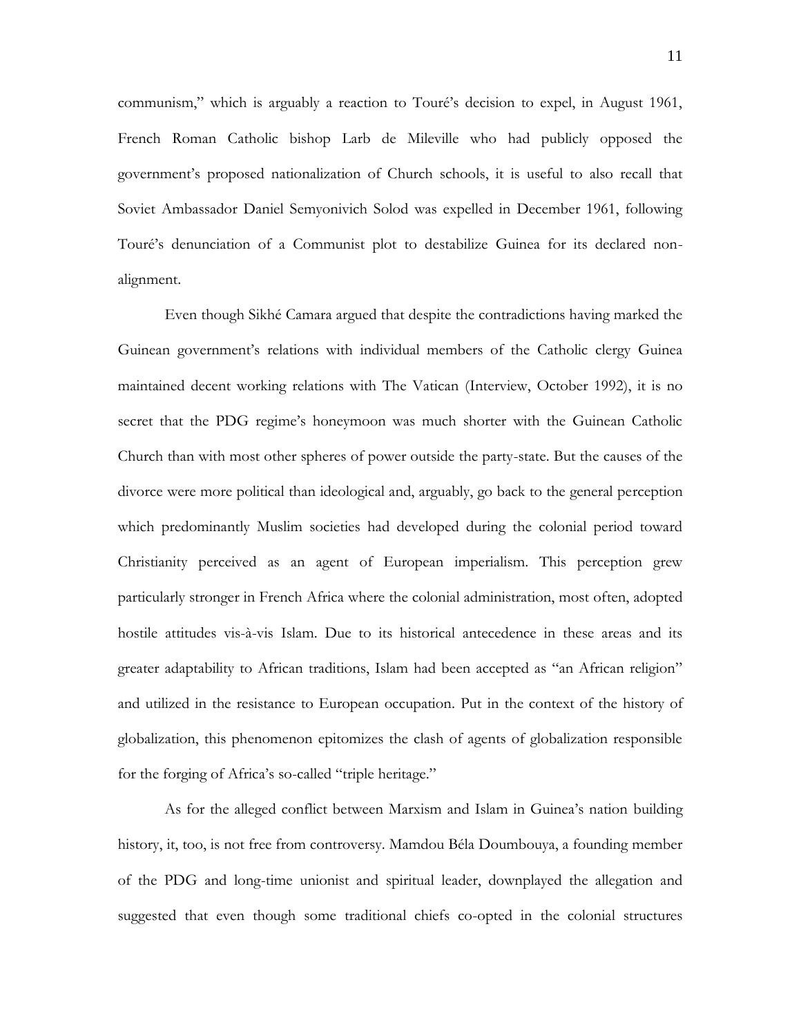communism," which is arguably a reaction to Touré's decision to expel, in August 1961, French Roman Catholic bishop Larb de Mileville who had publicly opposed the government's proposed nationalization of Church schools, it is useful to also recall that Soviet Ambassador Daniel Semyonivich Solod was expelled in December 1961, following Touré's denunciation of a Communist plot to destabilize Guinea for its declared non-alignment.

Even though Sikhé Camara argued that despite the contradictions having marked the Guinean government's relations with individual members of the Catholic clergy Guinea maintained decent working relations with The Vatican (Interview, October 1992), it is no secret that the PDG regime's honeymoon was much shorter with the Guinean Catholic Church than with most other spheres of power outside the party-state. But the causes of the divorce were more political than ideological and, arguably, go back to the general perception which predominantly Muslim societies had developed during the colonial period toward Christianity perceived as an agent of European imperialism. This perception grew particularly stronger in French Africa where the colonial administration, most often, adopted hostile attitudes vis-à-vis Islam. Due to its historical antecedence in these areas and its greater adaptability to African traditions, Islam had been accepted as "an African religion" and utilized in the resistance to European occupation. Put in the context of the history of globalization, this phenomenon epitomizes the clash of agents of globalization responsible for the forging of Africa's so-called "triple heritage."

As for the alleged conflict between Marxism and Islam in Guinea's nation building history, it, too, is not free from controversy. Mamdou Béla Doumbouya, a founding member of the PDG and long-time unionist and spiritual leader, downplayed the allegation and suggested that even though some traditional chiefs co-opted in the colonial structures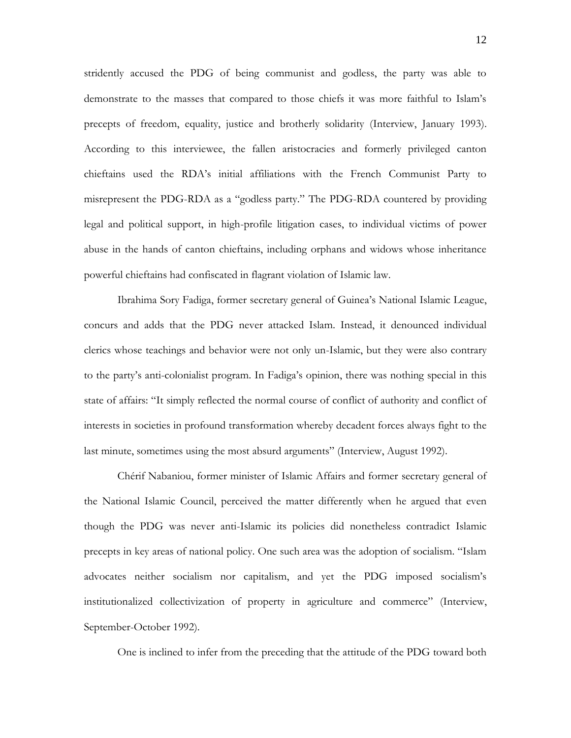stridently accused the PDG of being communist and godless, the party was able to demonstrate to the masses that compared to those chiefs it was more faithful to Islam's precepts of freedom, equality, justice and brotherly solidarity (Interview, January 1993). According to this interviewee, the fallen aristocracies and formerly privileged canton chieftains used the RDA's initial affiliations with the French Communist Party to misrepresent the PDG-RDA as a "godless party." The PDG-RDA countered by providing legal and political support, in high-profile litigation cases, to individual victims of power abuse in the hands of canton chieftains, including orphans and widows whose inheritance powerful chieftains had confiscated in flagrant violation of Islamic law.

Ibrahima Sory Fadiga, former secretary general of Guinea's National Islamic League, concurs and adds that the PDG never attacked Islam. Instead, it denounced individual clerics whose teachings and behavior were not only un-Islamic, but they were also contrary to the party's anti-colonialist program. In Fadiga's opinion, there was nothing special in this state of affairs: "It simply reflected the normal course of conflict of authority and conflict of interests in societies in profound transformation whereby decadent forces always fight to the last minute, sometimes using the most absurd arguments" (Interview, August 1992).

Chérif Nabaniou, former minister of Islamic Affairs and former secretary general of the National Islamic Council, perceived the matter differently when he argued that even though the PDG was never anti-Islamic its policies did nonetheless contradict Islamic precepts in key areas of national policy. One such area was the adoption of socialism. "Islam advocates neither socialism nor capitalism, and yet the PDG imposed socialism's institutionalized collectivization of property in agriculture and commerce" (Interview, September-October 1992).

One is inclined to infer from the preceding that the attitude of the PDG toward both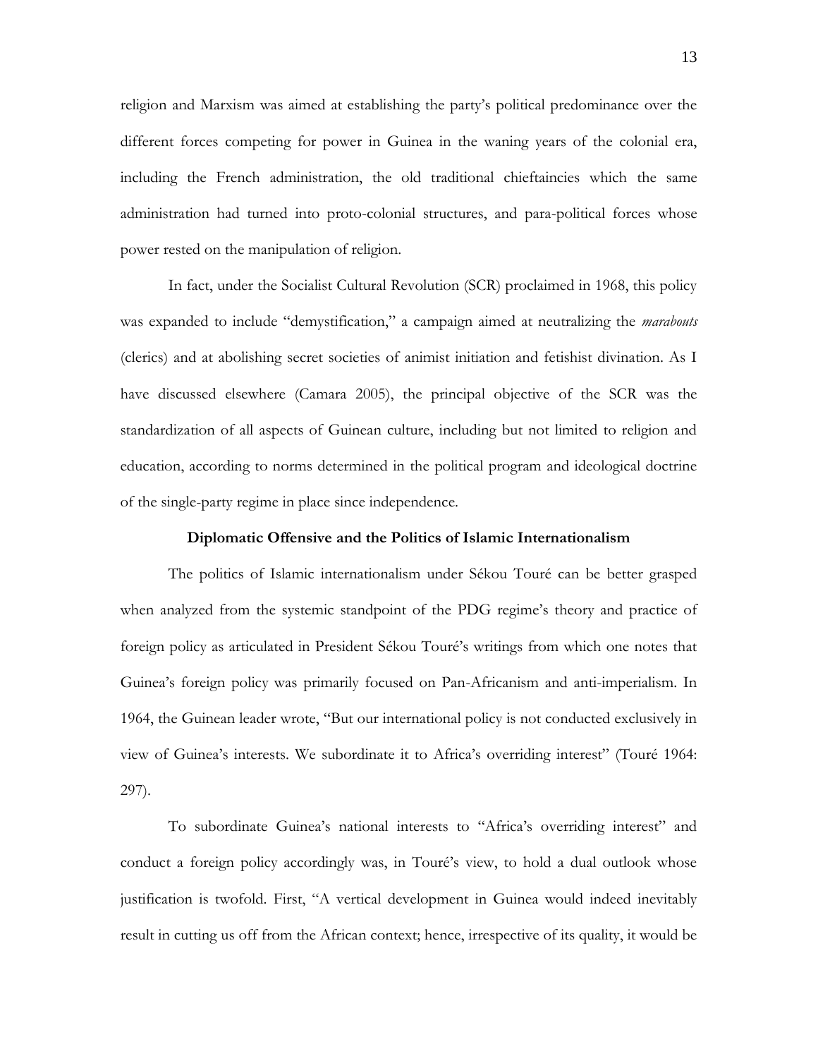religion and Marxism was aimed at establishing the party's political predominance over the different forces competing for power in Guinea in the waning years of the colonial era, including the French administration, the old traditional chieftaincies which the same administration had turned into proto-colonial structures, and para-political forces whose power rested on the manipulation of religion.

In fact, under the Socialist Cultural Revolution (SCR) proclaimed in 1968, this policy was expanded to include "demystification," a campaign aimed at neutralizing the *marabouts* (clerics) and at abolishing secret societies of animist initiation and fetishist divination. As I have discussed elsewhere (Camara 2005), the principal objective of the SCR was the standardization of all aspects of Guinean culture, including but not limited to religion and education, according to norms determined in the political program and ideological doctrine of the single-party regime in place since independence.

## Diplomatic Offensive and the Politics of Islamic Internationalism

The politics of Islamic internationalism under Sékou Touré can be better grasped when analyzed from the systemic standpoint of the PDG regime's theory and practice of foreign policy as articulated in President Sékou Touré's writings from which one notes that Guinea's foreign policy was primarily focused on Pan-Africanism and anti-imperialism. In 1964, the Guinean leader wrote, "But our international policy is not conducted exclusively in view of Guinea's interests. We subordinate it to Africa's overriding interest" (Touré 1964: 297).

To subordinate Guinea's national interests to "Africa's overriding interest" and conduct a foreign policy accordingly was, in Touré's view, to hold a dual outlook whose justification is twofold. First, "A vertical development in Guinea would indeed inevitably result in cutting us off from the African context; hence, irrespective of its quality, it would be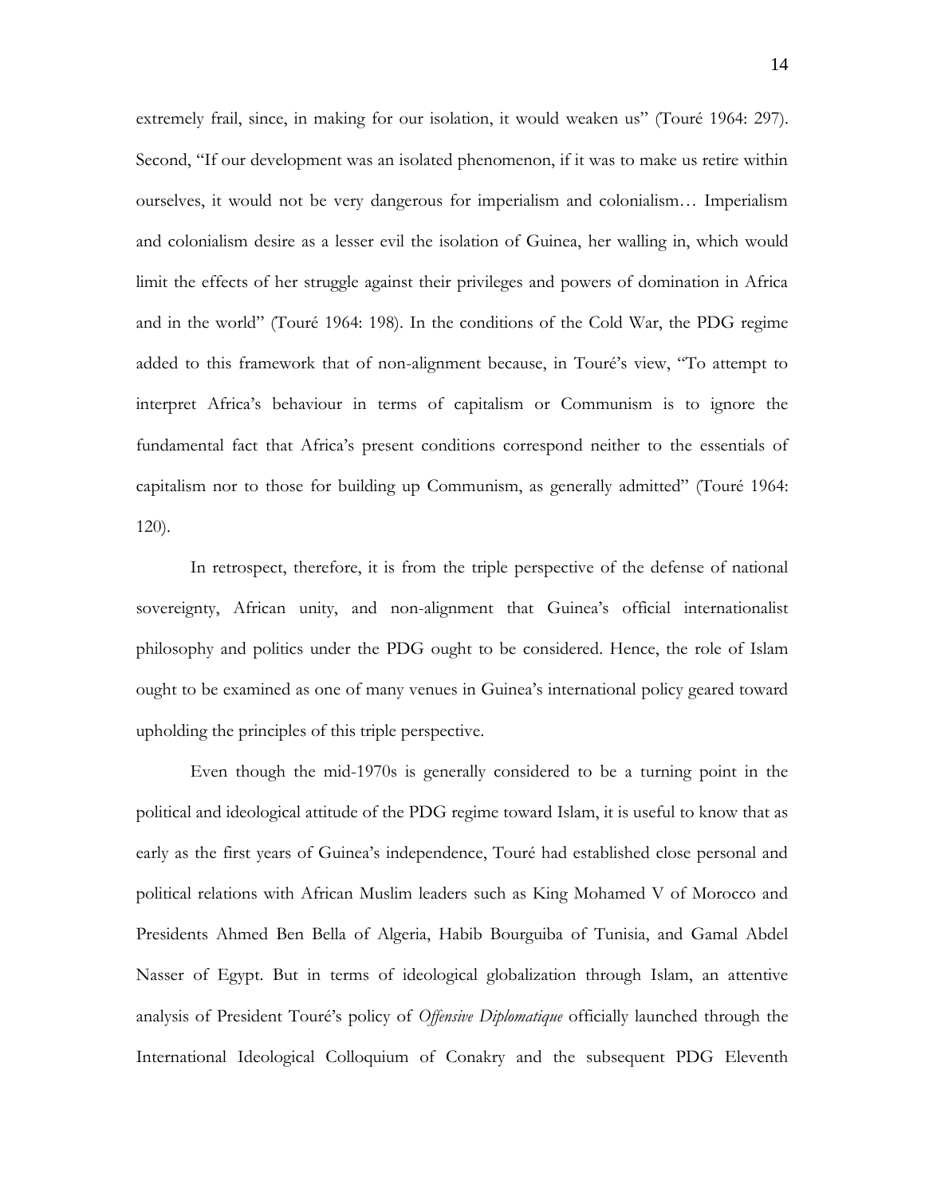extremely frail, since, in making for our isolation, it would weaken us" (Touré 1964: 297). Second, "If our development was an isolated phenomenon, if it was to make us retire within ourselves, it would not be very dangerous for imperialism and colonialism… Imperialism and colonialism desire as a lesser evil the isolation of Guinea, her walling in, which would limit the effects of her struggle against their privileges and powers of domination in Africa and in the world" (Touré 1964: 198). In the conditions of the Cold War, the PDG regime added to this framework that of non-alignment because, in Touré's view, "To attempt to interpret Africa's behaviour in terms of capitalism or Communism is to ignore the fundamental fact that Africa's present conditions correspond neither to the essentials of capitalism nor to those for building up Communism, as generally admitted" (Touré 1964: 120).

In retrospect, therefore, it is from the triple perspective of the defense of national sovereignty, African unity, and non-alignment that Guinea's official internationalist philosophy and politics under the PDG ought to be considered. Hence, the role of Islam ought to be examined as one of many venues in Guinea's international policy geared toward upholding the principles of this triple perspective.

Even though the mid-1970s is generally considered to be a turning point in the political and ideological attitude of the PDG regime toward Islam, it is useful to know that as early as the first years of Guinea's independence, Touré had established close personal and political relations with African Muslim leaders such as King Mohamed V of Morocco and Presidents Ahmed Ben Bella of Algeria, Habib Bourguiba of Tunisia, and Gamal Abdel Nasser of Egypt. But in terms of ideological globalization through Islam, an attentive analysis of President Touré's policy of *Offensive Diplomatique* officially launched through the International Ideological Colloquium of Conakry and the subsequent PDG Eleventh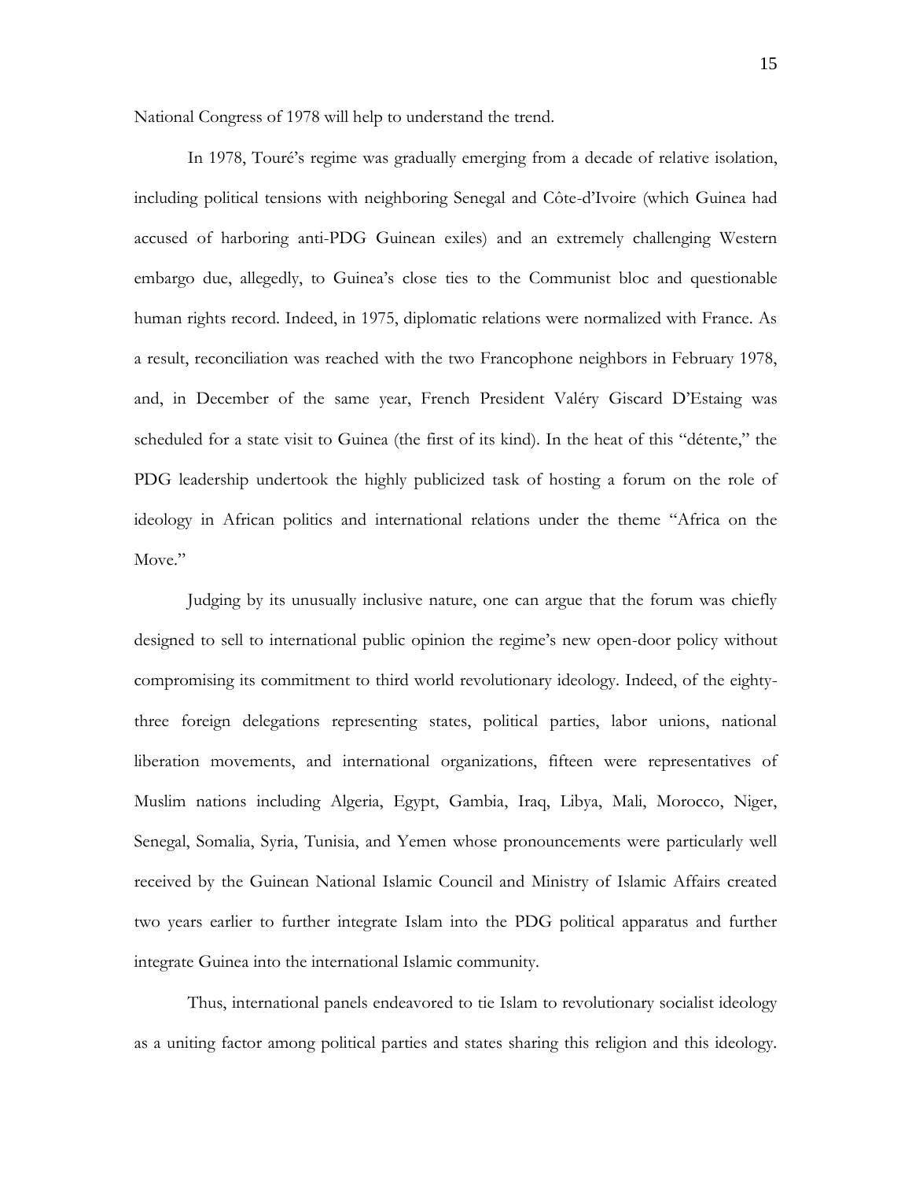National Congress of 1978 will help to understand the trend.

In 1978, Touré's regime was gradually emerging from a decade of relative isolation, including political tensions with neighboring Senegal and Côte-d'Ivoire (which Guinea had accused of harboring anti-PDG Guinean exiles) and an extremely challenging Western embargo due, allegedly, to Guinea's close ties to the Communist bloc and questionable human rights record. Indeed, in 1975, diplomatic relations were normalized with France. As a result, reconciliation was reached with the two Francophone neighbors in February 1978, and, in December of the same year, French President Valéry Giscard D'Estaing was scheduled for a state visit to Guinea (the first of its kind). In the heat of this "détente," the PDG leadership undertook the highly publicized task of hosting a forum on the role of ideology in African politics and international relations under the theme "Africa on the Move."

Judging by its unusually inclusive nature, one can argue that the forum was chiefly designed to sell to international public opinion the regime's new open-door policy without compromising its commitment to third world revolutionary ideology. Indeed, of the eighty-three foreign delegations representing states, political parties, labor unions, national liberation movements, and international organizations, fifteen were representatives of Muslim nations including Algeria, Egypt, Gambia, Iraq, Libya, Mali, Morocco, Niger, Senegal, Somalia, Syria, Tunisia, and Yemen whose pronouncements were particularly well received by the Guinean National Islamic Council and Ministry of Islamic Affairs created two years earlier to further integrate Islam into the PDG political apparatus and further integrate Guinea into the international Islamic community.

Thus, international panels endeavored to tie Islam to revolutionary socialist ideology as a uniting factor among political parties and states sharing this religion and this ideology.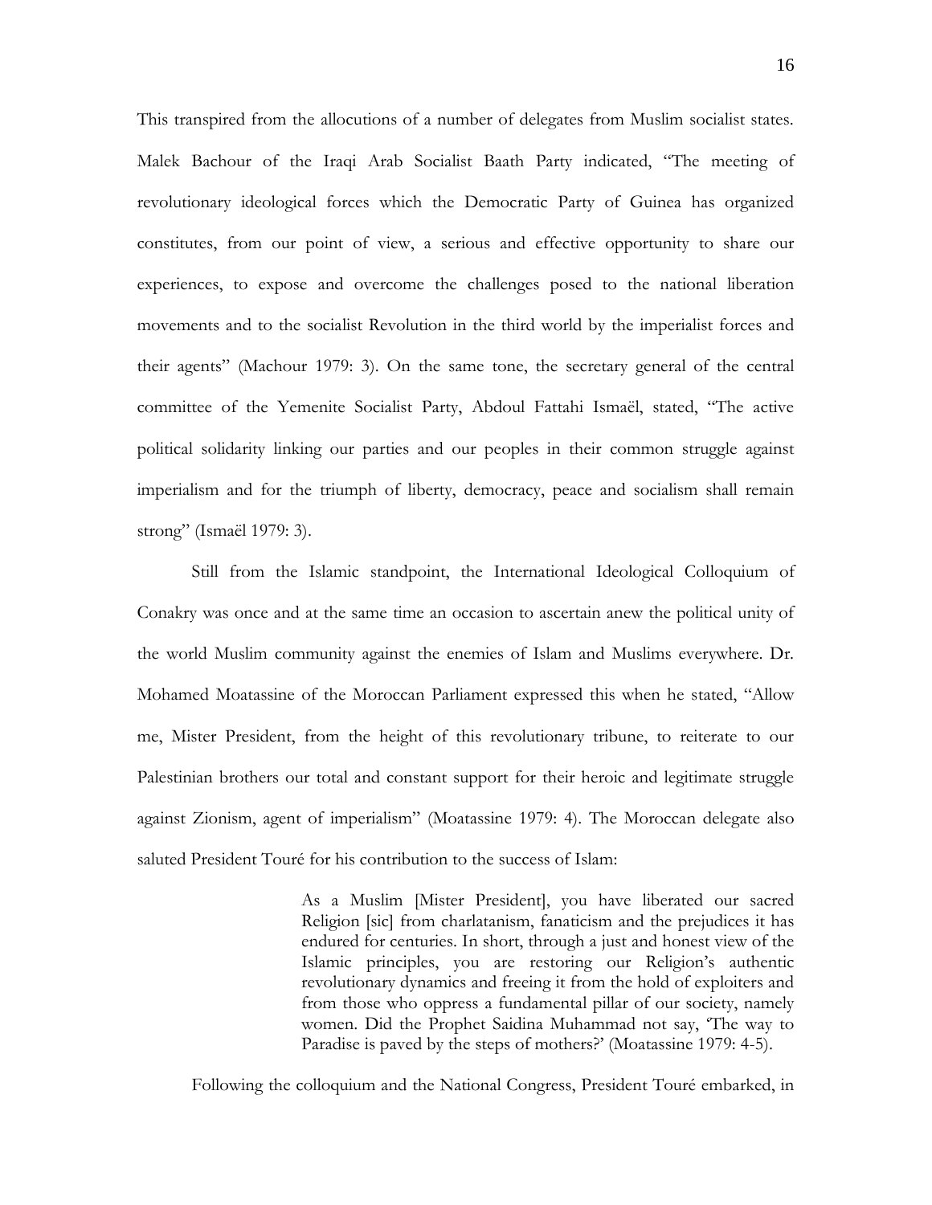This transpired from the allocutions of a number of delegates from Muslim socialist states. Malek Bachour of the Iraqi Arab Socialist Baath Party indicated, "The meeting of revolutionary ideological forces which the Democratic Party of Guinea has organized constitutes, from our point of view, a serious and effective opportunity to share our experiences, to expose and overcome the challenges posed to the national liberation movements and to the socialist Revolution in the third world by the imperialist forces and their agents" (Machour 1979: 3). On the same tone, the secretary general of the central committee of the Yemenite Socialist Party, Abdoul Fattahi Ismaël, stated, "The active political solidarity linking our parties and our peoples in their common struggle against imperialism and for the triumph of liberty, democracy, peace and socialism shall remain strong" (Ismaël 1979: 3).

Still from the Islamic standpoint, the International Ideological Colloquium of Conakry was once and at the same time an occasion to ascertain anew the political unity of the world Muslim community against the enemies of Islam and Muslims everywhere. Dr. Mohamed Moatassine of the Moroccan Parliament expressed this when he stated, "Allow me, Mister President, from the height of this revolutionary tribune, to reiterate to our Palestinian brothers our total and constant support for their heroic and legitimate struggle against Zionism, agent of imperialism" (Moatassine 1979: 4). The Moroccan delegate also saluted President Touré for his contribution to the success of Islam:

> As a Muslim [Mister President], you have liberated our sacred Religion [sic] from charlatanism, fanaticism and the prejudices it has endured for centuries. In short, through a just and honest view of the Islamic principles, you are restoring our Religion's authentic revolutionary dynamics and freeing it from the hold of exploiters and from those who oppress a fundamental pillar of our society, namely women. Did the Prophet Saidina Muhammad not say, 'The way to Paradise is paved by the steps of mothers?' (Moatassine 1979: 4-5).

Following the colloquium and the National Congress, President Touré embarked, in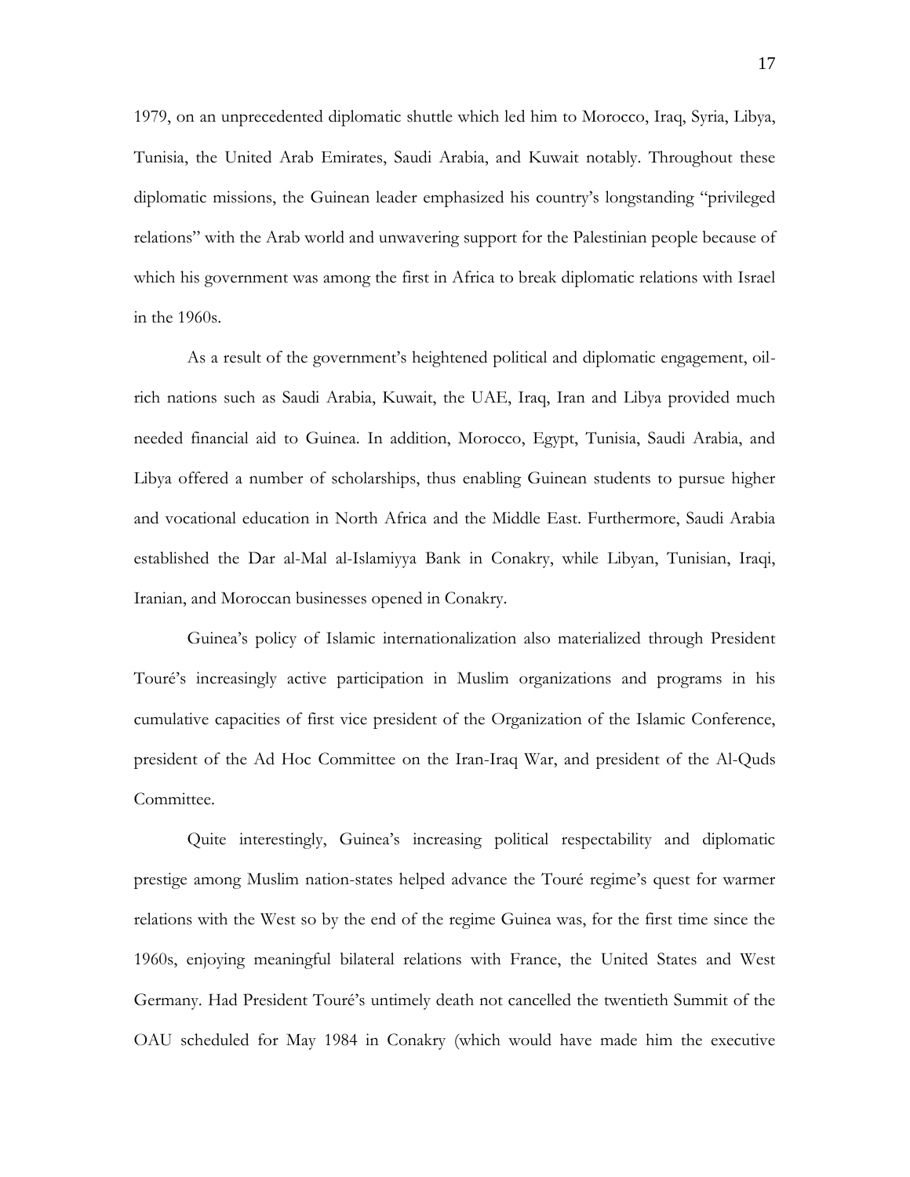1979, on an unprecedented diplomatic shuttle which led him to Morocco, Iraq, Syria, Libya, Tunisia, the United Arab Emirates, Saudi Arabia, and Kuwait notably. Throughout these diplomatic missions, the Guinean leader emphasized his country's longstanding "privileged relations" with the Arab world and unwavering support for the Palestinian people because of which his government was among the first in Africa to break diplomatic relations with Israel in the 1960s.

As a result of the government's heightened political and diplomatic engagement, oil-rich nations such as Saudi Arabia, Kuwait, the UAE, Iraq, Iran and Libya provided much needed financial aid to Guinea. In addition, Morocco, Egypt, Tunisia, Saudi Arabia, and Libya offered a number of scholarships, thus enabling Guinean students to pursue higher and vocational education in North Africa and the Middle East. Furthermore, Saudi Arabia established the Dar al-Mal al-Islamiyya Bank in Conakry, while Libyan, Tunisian, Iraqi, Iranian, and Moroccan businesses opened in Conakry.

Guinea's policy of Islamic internationalization also materialized through President Touré's increasingly active participation in Muslim organizations and programs in his cumulative capacities of first vice president of the Organization of the Islamic Conference, president of the Ad Hoc Committee on the Iran-Iraq War, and president of the Al-Quds Committee.

Quite interestingly, Guinea's increasing political respectability and diplomatic prestige among Muslim nation-states helped advance the Touré regime's quest for warmer relations with the West so by the end of the regime Guinea was, for the first time since the 1960s, enjoying meaningful bilateral relations with France, the United States and West Germany. Had President Touré's untimely death not cancelled the twentieth Summit of the OAU scheduled for May 1984 in Conakry (which would have made him the executive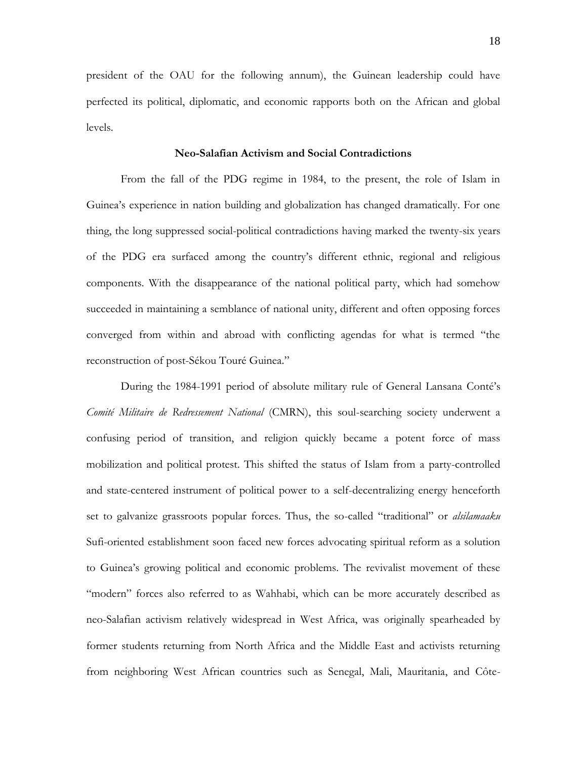president of the OAU for the following annum), the Guinean leadership could have perfected its political, diplomatic, and economic rapports both on the African and global levels.

### Neo-Salafian Activism and Social Contradictions

From the fall of the PDG regime in 1984, to the present, the role of Islam in Guinea's experience in nation building and globalization has changed dramatically. For one thing, the long suppressed social-political contradictions having marked the twenty-six years of the PDG era surfaced among the country's different ethnic, regional and religious components. With the disappearance of the national political party, which had somehow succeeded in maintaining a semblance of national unity, different and often opposing forces converged from within and abroad with conflicting agendas for what is termed "the reconstruction of post-Sékou Touré Guinea."

During the 1984-1991 period of absolute military rule of General Lansana Conté's *Comité Militaire de Redressement National* (CMRN), this soul-searching society underwent a confusing period of transition, and religion quickly became a potent force of mass mobilization and political protest. This shifted the status of Islam from a party-controlled and state-centered instrument of political power to a self-decentralizing energy henceforth set to galvanize grassroots popular forces. Thus, the so-called "traditional" or *alsilamaaku* Sufi-oriented establishment soon faced new forces advocating spiritual reform as a solution to Guinea's growing political and economic problems. The revivalist movement of these "modern" forces also referred to as Wahhabi, which can be more accurately described as neo-Salafian activism relatively widespread in West Africa, was originally spearheaded by former students returning from North Africa and the Middle East and activists returning from neighboring West African countries such as Senegal, Mali, Mauritania, and Côte-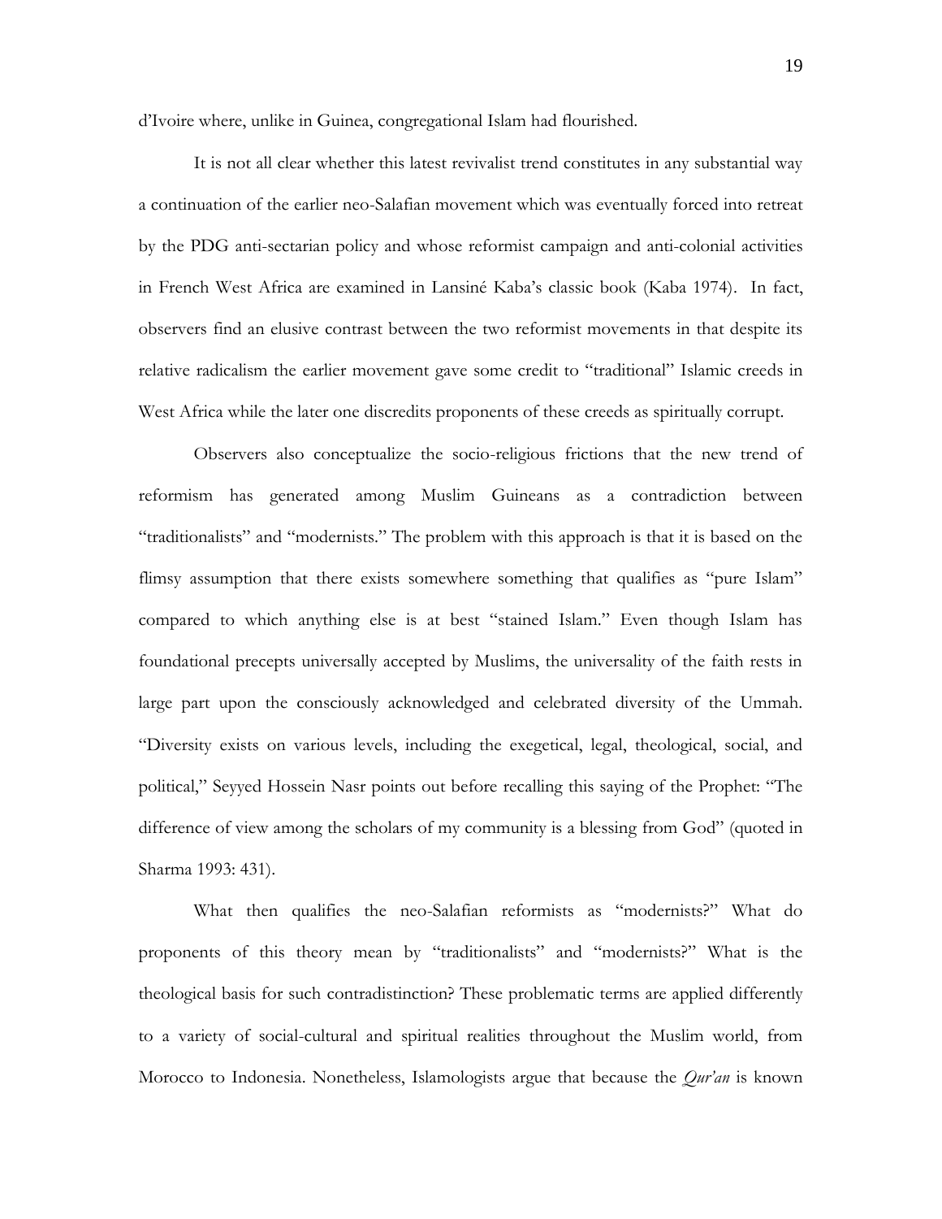d'Ivoire where, unlike in Guinea, congregational Islam had flourished.

It is not all clear whether this latest revivalist trend constitutes in any substantial way a continuation of the earlier neo-Salafian movement which was eventually forced into retreat by the PDG anti-sectarian policy and whose reformist campaign and anti-colonial activities in French West Africa are examined in Lansiné Kaba's classic book (Kaba 1974). In fact, observers find an elusive contrast between the two reformist movements in that despite its relative radicalism the earlier movement gave some credit to "traditional" Islamic creeds in West Africa while the later one discredits proponents of these creeds as spiritually corrupt.

Observers also conceptualize the socio-religious frictions that the new trend of reformism has generated among Muslim Guineans as a contradiction between "traditionalists" and "modernists." The problem with this approach is that it is based on the flimsy assumption that there exists somewhere something that qualifies as "pure Islam" compared to which anything else is at best "stained Islam." Even though Islam has foundational precepts universally accepted by Muslims, the universality of the faith rests in large part upon the consciously acknowledged and celebrated diversity of the Ummah. "Diversity exists on various levels, including the exegetical, legal, theological, social, and political," Seyyed Hossein Nasr points out before recalling this saying of the Prophet: "The difference of view among the scholars of my community is a blessing from God" (quoted in Sharma 1993: 431).

What then qualifies the neo-Salafian reformists as "modernists?" What do proponents of this theory mean by "traditionalists" and "modernists?" What is the theological basis for such contradistinction? These problematic terms are applied differently to a variety of social-cultural and spiritual realities throughout the Muslim world, from Morocco to Indonesia. Nonetheless, Islamologists argue that because the *Qur'an* is known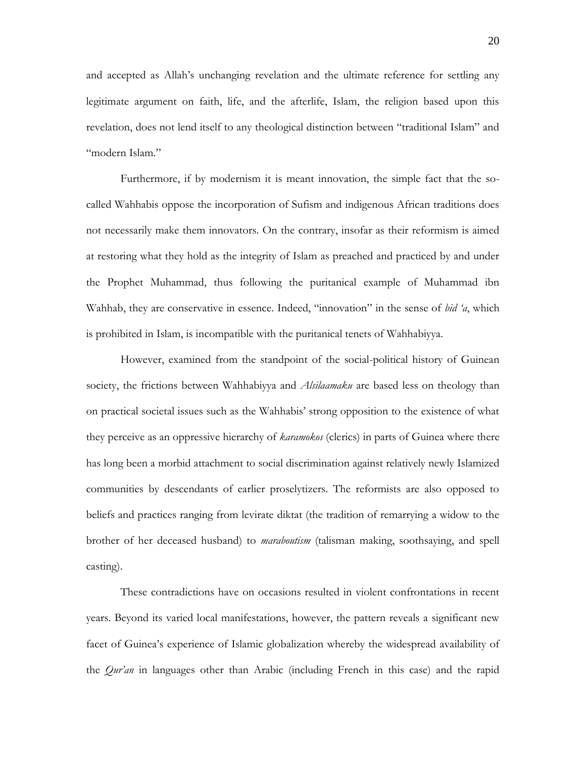and accepted as Allah's unchanging revelation and the ultimate reference for settling any legitimate argument on faith, life, and the afterlife, Islam, the religion based upon this revelation, does not lend itself to any theological distinction between "traditional Islam" and "modern Islam."

Furthermore, if by modernism it is meant innovation, the simple fact that the so-called Wahhabis oppose the incorporation of Sufism and indigenous African traditions does not necessarily make them innovators. On the contrary, insofar as their reformism is aimed at restoring what they hold as the integrity of Islam as preached and practiced by and under the Prophet Muhammad, thus following the puritanical example of Muhammad ibn Wahhab, they are conservative in essence. Indeed, "innovation" in the sense of *bid 'a*, which is prohibited in Islam, is incompatible with the puritanical tenets of Wahhabiyya.

However, examined from the standpoint of the social-political history of Guinean society, the frictions between Wahhabiyya and *Alsilaamaku* are based less on theology than on practical societal issues such as the Wahhabis' strong opposition to the existence of what they perceive as an oppressive hierarchy of *karamokos* (clerics) in parts of Guinea where there has long been a morbid attachment to social discrimination against relatively newly Islamized communities by descendants of earlier proselytizers. The reformists are also opposed to beliefs and practices ranging from levirate diktat (the tradition of remarrying a widow to the brother of her deceased husband) to *maraboutism* (talisman making, soothsaying, and spell casting).

These contradictions have on occasions resulted in violent confrontations in recent years. Beyond its varied local manifestations, however, the pattern reveals a significant new facet of Guinea's experience of Islamic globalization whereby the widespread availability of the *Qur'an* in languages other than Arabic (including French in this case) and the rapid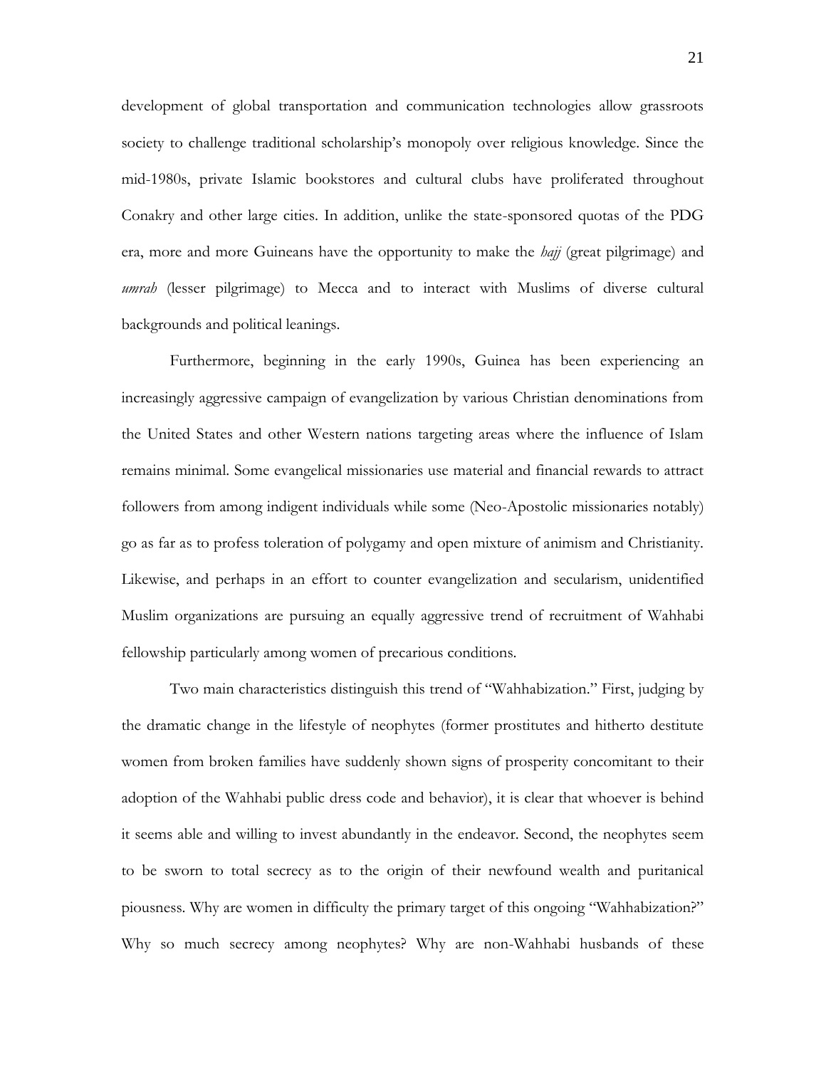development of global transportation and communication technologies allow grassroots society to challenge traditional scholarship's monopoly over religious knowledge. Since the mid-1980s, private Islamic bookstores and cultural clubs have proliferated throughout Conakry and other large cities. In addition, unlike the state-sponsored quotas of the PDG era, more and more Guineans have the opportunity to make the *hajj* (great pilgrimage) and *umrah* (lesser pilgrimage) to Mecca and to interact with Muslims of diverse cultural backgrounds and political leanings.

Furthermore, beginning in the early 1990s, Guinea has been experiencing an increasingly aggressive campaign of evangelization by various Christian denominations from the United States and other Western nations targeting areas where the influence of Islam remains minimal. Some evangelical missionaries use material and financial rewards to attract followers from among indigent individuals while some (Neo-Apostolic missionaries notably) go as far as to profess toleration of polygamy and open mixture of animism and Christianity. Likewise, and perhaps in an effort to counter evangelization and secularism, unidentified Muslim organizations are pursuing an equally aggressive trend of recruitment of Wahhabi fellowship particularly among women of precarious conditions.

Two main characteristics distinguish this trend of "Wahhabization." First, judging by the dramatic change in the lifestyle of neophytes (former prostitutes and hitherto destitute women from broken families have suddenly shown signs of prosperity concomitant to their adoption of the Wahhabi public dress code and behavior), it is clear that whoever is behind it seems able and willing to invest abundantly in the endeavor. Second, the neophytes seem to be sworn to total secrecy as to the origin of their newfound wealth and puritanical piousness. Why are women in difficulty the primary target of this ongoing "Wahhabization?" Why so much secrecy among neophytes? Why are non-Wahhabi husbands of these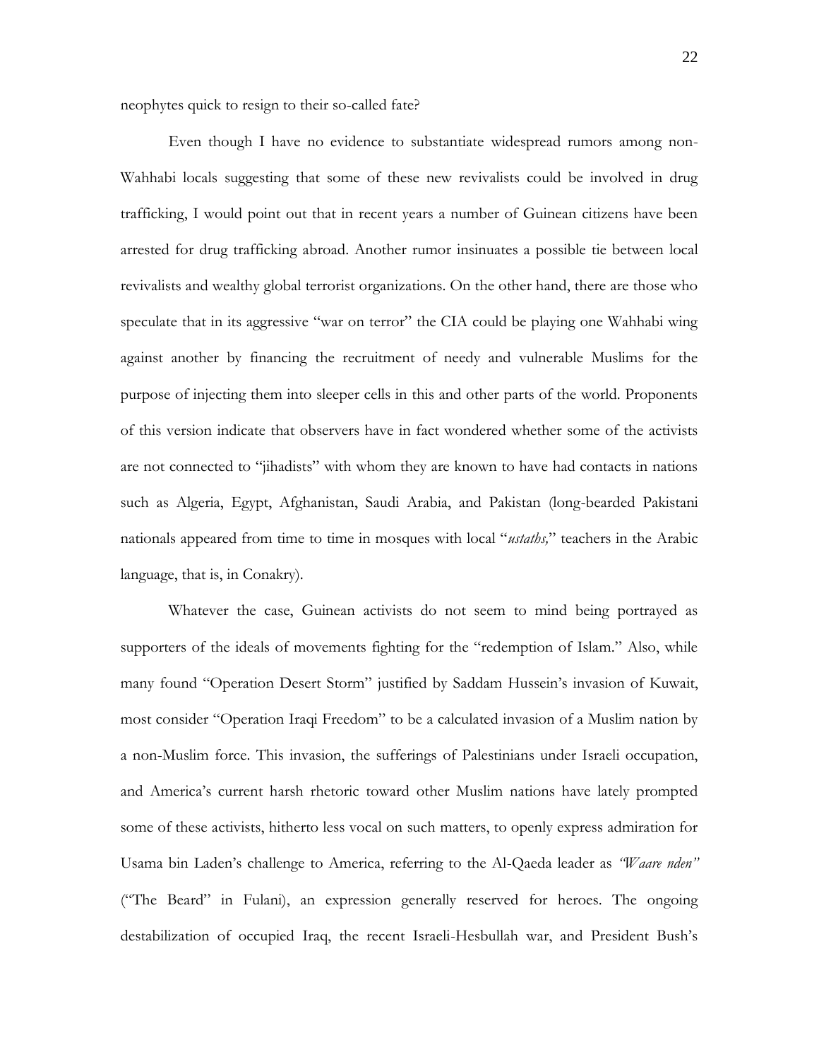neophytes quick to resign to their so-called fate?

Even though I have no evidence to substantiate widespread rumors among non-Wahhabi locals suggesting that some of these new revivalists could be involved in drug trafficking, I would point out that in recent years a number of Guinean citizens have been arrested for drug trafficking abroad. Another rumor insinuates a possible tie between local revivalists and wealthy global terrorist organizations. On the other hand, there are those who speculate that in its aggressive "war on terror" the CIA could be playing one Wahhabi wing against another by financing the recruitment of needy and vulnerable Muslims for the purpose of injecting them into sleeper cells in this and other parts of the world. Proponents of this version indicate that observers have in fact wondered whether some of the activists are not connected to "jihadists" with whom they are known to have had contacts in nations such as Algeria, Egypt, Afghanistan, Saudi Arabia, and Pakistan (long-bearded Pakistani nationals appeared from time to time in mosques with local "*ustaths,*" teachers in the Arabic language, that is, in Conakry).

Whatever the case, Guinean activists do not seem to mind being portrayed as supporters of the ideals of movements fighting for the "redemption of Islam." Also, while many found "Operation Desert Storm" justified by Saddam Hussein's invasion of Kuwait, most consider "Operation Iraqi Freedom" to be a calculated invasion of a Muslim nation by a non-Muslim force. This invasion, the sufferings of Palestinians under Israeli occupation, and America's current harsh rhetoric toward other Muslim nations have lately prompted some of these activists, hitherto less vocal on such matters, to openly express admiration for Usama bin Laden's challenge to America, referring to the Al-Qaeda leader as *"Waare nden"* ("The Beard" in Fulani), an expression generally reserved for heroes. The ongoing destabilization of occupied Iraq, the recent Israeli-Hesbullah war, and President Bush's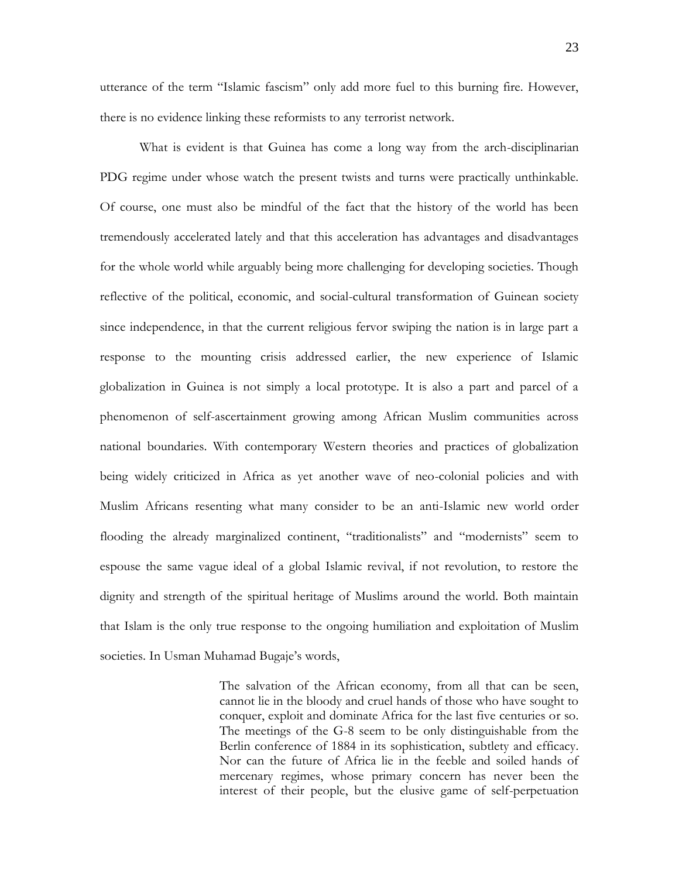utterance of the term "Islamic fascism" only add more fuel to this burning fire. However, there is no evidence linking these reformists to any terrorist network.

What is evident is that Guinea has come a long way from the arch-disciplinarian PDG regime under whose watch the present twists and turns were practically unthinkable. Of course, one must also be mindful of the fact that the history of the world has been tremendously accelerated lately and that this acceleration has advantages and disadvantages for the whole world while arguably being more challenging for developing societies. Though reflective of the political, economic, and social-cultural transformation of Guinean society since independence, in that the current religious fervor swiping the nation is in large part a response to the mounting crisis addressed earlier, the new experience of Islamic globalization in Guinea is not simply a local prototype. It is also a part and parcel of a phenomenon of self-ascertainment growing among African Muslim communities across national boundaries. With contemporary Western theories and practices of globalization being widely criticized in Africa as yet another wave of neo-colonial policies and with Muslim Africans resenting what many consider to be an anti-Islamic new world order flooding the already marginalized continent, "traditionalists" and "modernists" seem to espouse the same vague ideal of a global Islamic revival, if not revolution, to restore the dignity and strength of the spiritual heritage of Muslims around the world. Both maintain that Islam is the only true response to the ongoing humiliation and exploitation of Muslim societies. In Usman Muhamad Bugaje's words,

> The salvation of the African economy, from all that can be seen, cannot lie in the bloody and cruel hands of those who have sought to conquer, exploit and dominate Africa for the last five centuries or so. The meetings of the G-8 seem to be only distinguishable from the Berlin conference of 1884 in its sophistication, subtlety and efficacy. Nor can the future of Africa lie in the feeble and soiled hands of mercenary regimes, whose primary concern has never been the interest of their people, but the elusive game of self-perpetuation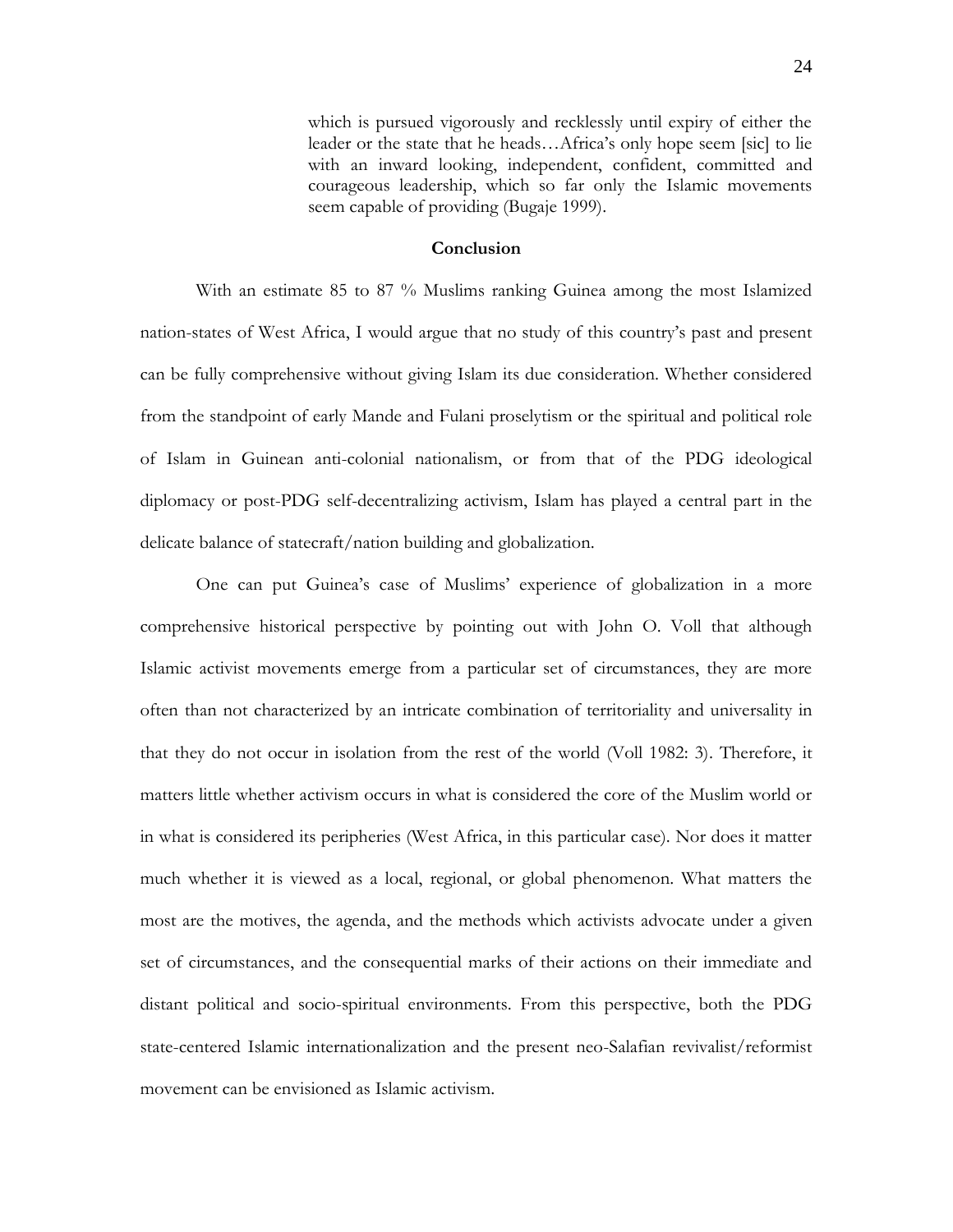> which is pursued vigorously and recklessly until expiry of either the leader or the state that he heads…Africa's only hope seem [sic] to lie with an inward looking, independent, confident, committed and courageous leadership, which so far only the Islamic movements seem capable of providing (Bugaje 1999).

## Conclusion

With an estimate 85 to 87 % Muslims ranking Guinea among the most Islamized nation-states of West Africa, I would argue that no study of this country's past and present can be fully comprehensive without giving Islam its due consideration. Whether considered from the standpoint of early Mande and Fulani proselytism or the spiritual and political role of Islam in Guinean anti-colonial nationalism, or from that of the PDG ideological diplomacy or post-PDG self-decentralizing activism, Islam has played a central part in the delicate balance of statecraft/nation building and globalization.

One can put Guinea's case of Muslims' experience of globalization in a more comprehensive historical perspective by pointing out with John O. Voll that although Islamic activist movements emerge from a particular set of circumstances, they are more often than not characterized by an intricate combination of territoriality and universality in that they do not occur in isolation from the rest of the world (Voll 1982: 3). Therefore, it matters little whether activism occurs in what is considered the core of the Muslim world or in what is considered its peripheries (West Africa, in this particular case). Nor does it matter much whether it is viewed as a local, regional, or global phenomenon. What matters the most are the motives, the agenda, and the methods which activists advocate under a given set of circumstances, and the consequential marks of their actions on their immediate and distant political and socio-spiritual environments. From this perspective, both the PDG state-centered Islamic internationalization and the present neo-Salafian revivalist/reformist movement can be envisioned as Islamic activism.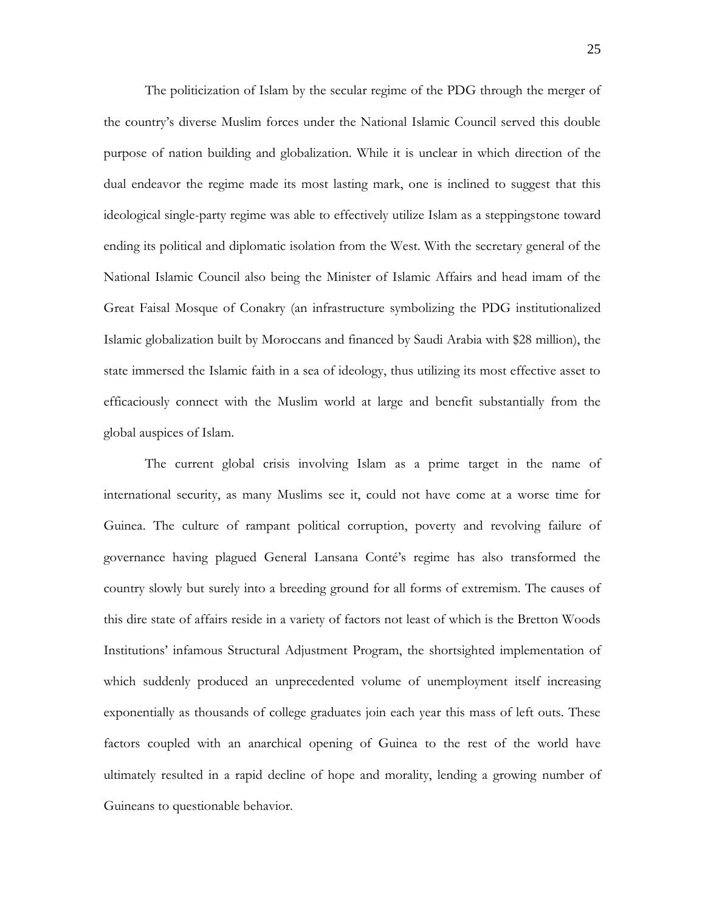The politicization of Islam by the secular regime of the PDG through the merger of the country's diverse Muslim forces under the National Islamic Council served this double purpose of nation building and globalization. While it is unclear in which direction of the dual endeavor the regime made its most lasting mark, one is inclined to suggest that this ideological single-party regime was able to effectively utilize Islam as a steppingstone toward ending its political and diplomatic isolation from the West. With the secretary general of the National Islamic Council also being the Minister of Islamic Affairs and head imam of the Great Faisal Mosque of Conakry (an infrastructure symbolizing the PDG institutionalized Islamic globalization built by Moroccans and financed by Saudi Arabia with $28 million), the state immersed the Islamic faith in a sea of ideology, thus utilizing its most effective asset to efficaciously connect with the Muslim world at large and benefit substantially from the global auspices of Islam.

The current global crisis involving Islam as a prime target in the name of international security, as many Muslims see it, could not have come at a worse time for Guinea. The culture of rampant political corruption, poverty and revolving failure of governance having plagued General Lansana Conté's regime has also transformed the country slowly but surely into a breeding ground for all forms of extremism. The causes of this dire state of affairs reside in a variety of factors not least of which is the Bretton Woods Institutions' infamous Structural Adjustment Program, the shortsighted implementation of which suddenly produced an unprecedented volume of unemployment itself increasing exponentially as thousands of college graduates join each year this mass of left outs. These factors coupled with an anarchical opening of Guinea to the rest of the world have ultimately resulted in a rapid decline of hope and morality, lending a growing number of Guineans to questionable behavior.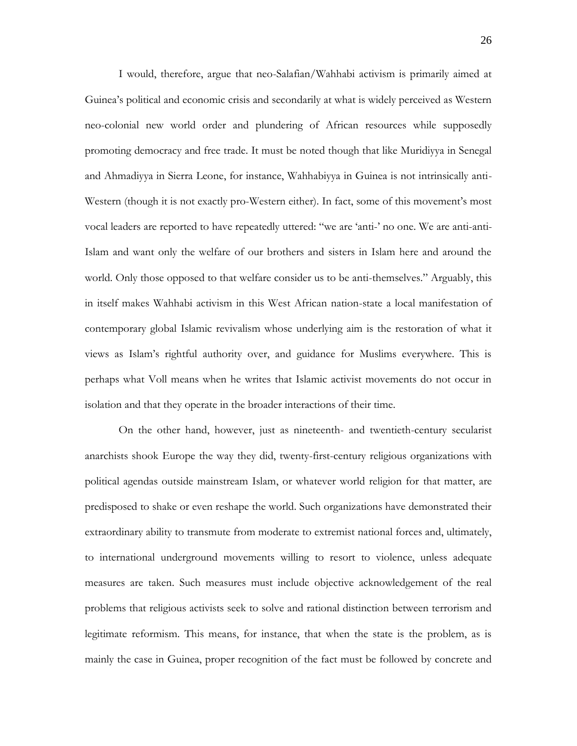I would, therefore, argue that neo-Salafian/Wahhabi activism is primarily aimed at Guinea's political and economic crisis and secondarily at what is widely perceived as Western neo-colonial new world order and plundering of African resources while supposedly promoting democracy and free trade. It must be noted though that like Muridiyya in Senegal and Ahmadiyya in Sierra Leone, for instance, Wahhabiyya in Guinea is not intrinsically anti-Western (though it is not exactly pro-Western either). In fact, some of this movement's most vocal leaders are reported to have repeatedly uttered: "we are 'anti-' no one. We are anti-anti-Islam and want only the welfare of our brothers and sisters in Islam here and around the world. Only those opposed to that welfare consider us to be anti-themselves." Arguably, this in itself makes Wahhabi activism in this West African nation-state a local manifestation of contemporary global Islamic revivalism whose underlying aim is the restoration of what it views as Islam's rightful authority over, and guidance for Muslims everywhere. This is perhaps what Voll means when he writes that Islamic activist movements do not occur in isolation and that they operate in the broader interactions of their time.

On the other hand, however, just as nineteenth- and twentieth-century secularist anarchists shook Europe the way they did, twenty-first-century religious organizations with political agendas outside mainstream Islam, or whatever world religion for that matter, are predisposed to shake or even reshape the world. Such organizations have demonstrated their extraordinary ability to transmute from moderate to extremist national forces and, ultimately, to international underground movements willing to resort to violence, unless adequate measures are taken. Such measures must include objective acknowledgement of the real problems that religious activists seek to solve and rational distinction between terrorism and legitimate reformism. This means, for instance, that when the state is the problem, as is mainly the case in Guinea, proper recognition of the fact must be followed by concrete and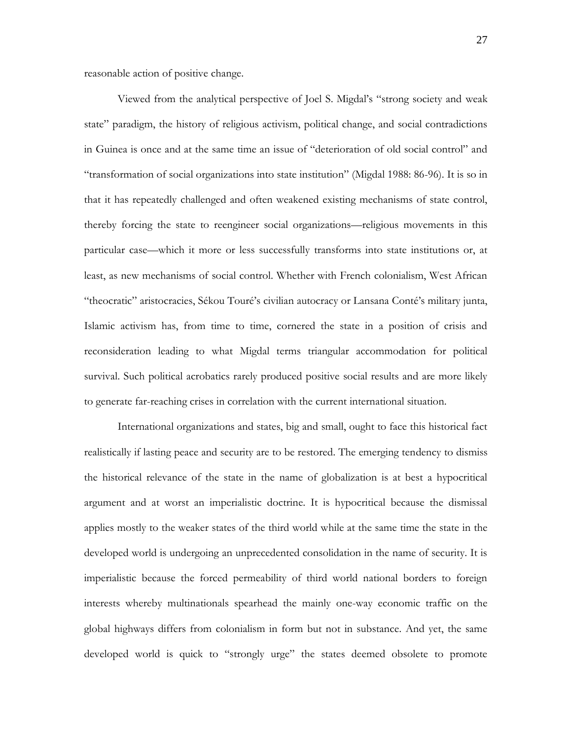reasonable action of positive change.

Viewed from the analytical perspective of Joel S. Migdal's "strong society and weak state" paradigm, the history of religious activism, political change, and social contradictions in Guinea is once and at the same time an issue of "deterioration of old social control" and "transformation of social organizations into state institution" (Migdal 1988: 86-96). It is so in that it has repeatedly challenged and often weakened existing mechanisms of state control, thereby forcing the state to reengineer social organizations—religious movements in this particular case—which it more or less successfully transforms into state institutions or, at least, as new mechanisms of social control. Whether with French colonialism, West African "theocratic" aristocracies, Sékou Touré's civilian autocracy or Lansana Conté's military junta, Islamic activism has, from time to time, cornered the state in a position of crisis and reconsideration leading to what Migdal terms triangular accommodation for political survival. Such political acrobatics rarely produced positive social results and are more likely to generate far-reaching crises in correlation with the current international situation.

International organizations and states, big and small, ought to face this historical fact realistically if lasting peace and security are to be restored. The emerging tendency to dismiss the historical relevance of the state in the name of globalization is at best a hypocritical argument and at worst an imperialistic doctrine. It is hypocritical because the dismissal applies mostly to the weaker states of the third world while at the same time the state in the developed world is undergoing an unprecedented consolidation in the name of security. It is imperialistic because the forced permeability of third world national borders to foreign interests whereby multinationals spearhead the mainly one-way economic traffic on the global highways differs from colonialism in form but not in substance. And yet, the same developed world is quick to "strongly urge" the states deemed obsolete to promote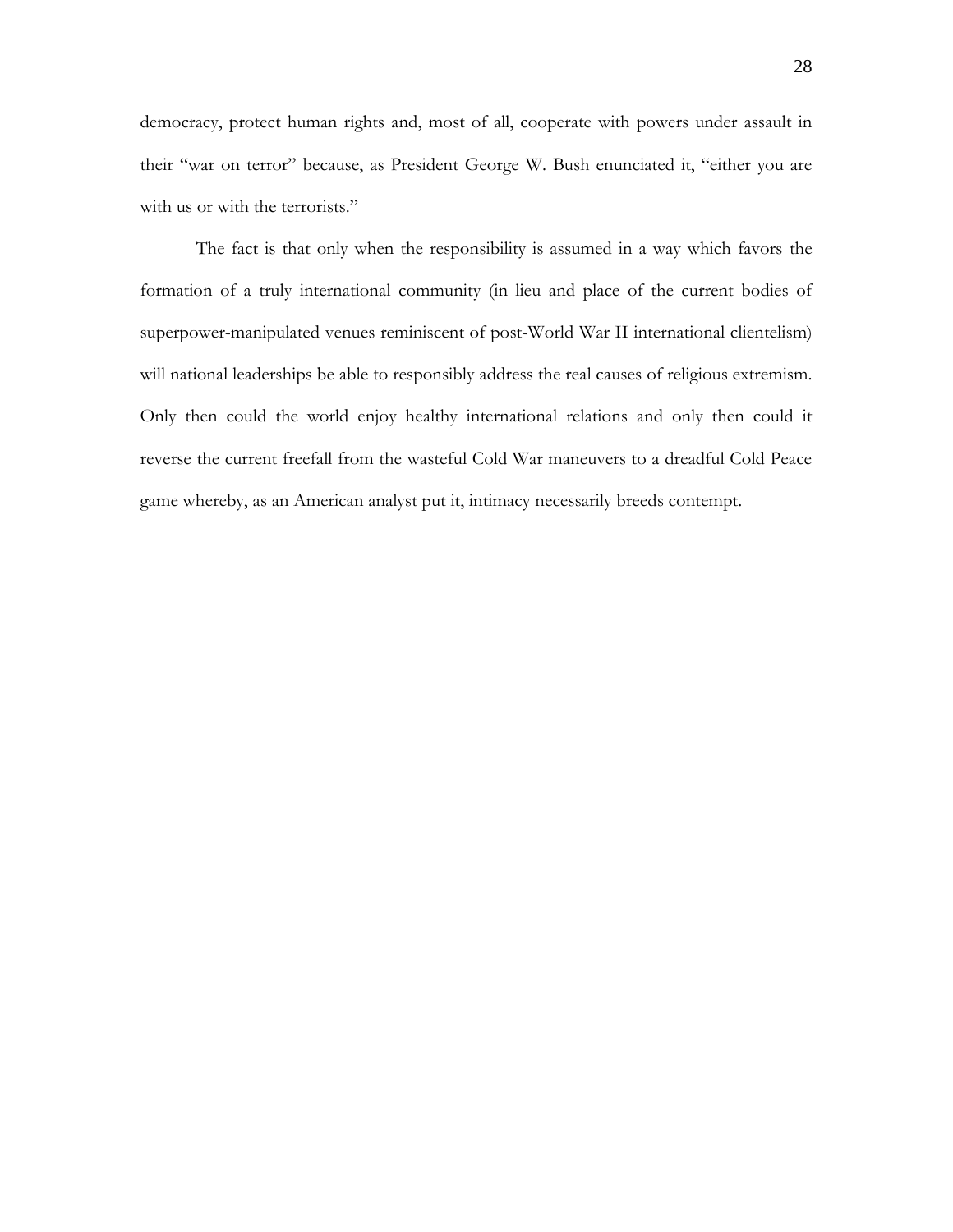democracy, protect human rights and, most of all, cooperate with powers under assault in their "war on terror" because, as President George W. Bush enunciated it, "either you are with us or with the terrorists."

The fact is that only when the responsibility is assumed in a way which favors the formation of a truly international community (in lieu and place of the current bodies of superpower-manipulated venues reminiscent of post-World War II international clientelism) will national leaderships be able to responsibly address the real causes of religious extremism. Only then could the world enjoy healthy international relations and only then could it reverse the current freefall from the wasteful Cold War maneuvers to a dreadful Cold Peace game whereby, as an American analyst put it, intimacy necessarily breeds contempt.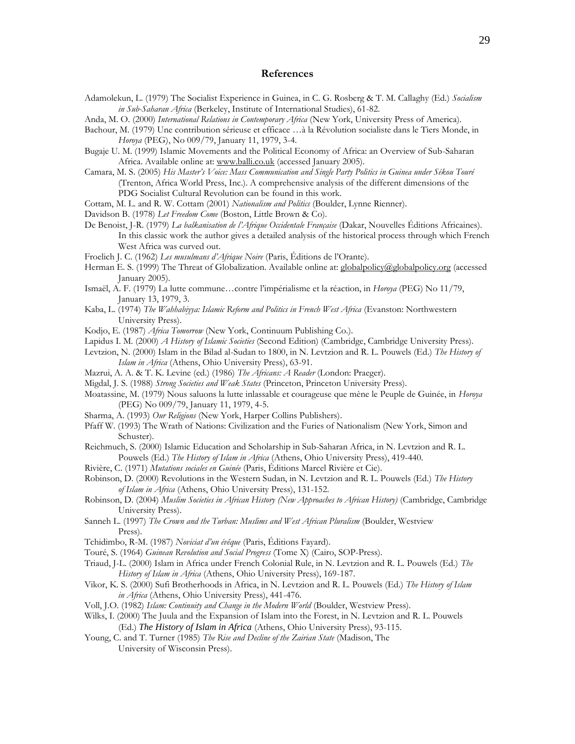## References

Adamolekun, L. (1979) The Socialist Experience in Guinea, in C. G. Rosberg & T. M. Callaghy (Ed.) *Socialism in Sub-Saharan Africa* (Berkeley, Institute of International Studies), 61-82.

Anda, M. O. (2000) *International Relations in Contemporary Africa* (New York, University Press of America).

Bachour, M. (1979) Une contribution sérieuse et efficace …à la Révolution socialiste dans le Tiers Monde, in *Horoya* (PEG), No 009/79, January 11, 1979, 3-4.

Bugaje U. M. (1999) Islamic Movements and the Political Economy of Africa: an Overview of Sub-Saharan Africa. Available online at: www.balli.co.uk (accessed January 2005).

Camara, M. S. (2005) *His Master's Voice: Mass Communication and Single Party Politics in Guinea under Sékou Touré* (Trenton, Africa World Press, Inc.). A comprehensive analysis of the different dimensions of the PDG Socialist Cultural Revolution can be found in this work.

Cottam, M. L. and R. W. Cottam (2001) *Nationalism and Politics* (Boulder, Lynne Rienner).

Davidson B. (1978) *Let Freedom Come* (Boston, Little Brown & Co).

De Benoist, J-R. (1979) *La balkanisation de l'Afrique Occidentale Française* (Dakar, Nouvelles Éditions Africaines). In this classic work the author gives a detailed analysis of the historical process through which French West Africa was curved out.

Froelich J. C. (1962) *Les musulmans d'Afrique Noire* (Paris, Éditions de l'Orante).

Herman E. S. (1999) The Threat of Globalization. Available online at: globalpolicy@globalpolicy.org (accessed January 2005).

Ismaël, A. F. (1979) La lutte commune…contre l'impérialisme et la réaction, in *Horoya* (PEG) No 11/79, January 13, 1979, 3.

Kaba, L. (1974) *The Wahhabiyya: Islamic Reform and Politics in French West Africa* (Evanston: Northwestern University Press).

Kodjo, E. (1987) *Africa Tomorrow* (New York, Continuum Publishing Co.).

Lapidus I. M. (2000) *A History of Islamic Societies* (Second Edition) (Cambridge, Cambridge University Press).

Levtzion, N. (2000) Islam in the Bilad al-Sudan to 1800, in N. Levtzion and R. L. Pouwels (Ed.) *The History of Islam in Africa* (Athens, Ohio University Press), 63-91.

Mazrui, A. A. & T. K. Levine (ed.) (1986) *The Africans: A Reader* (London: Praeger).

Migdal, J. S. (1988) *Strong Societies and Weak States* (Princeton, Princeton University Press).

Moatassine, M. (1979) Nous saluons la lutte inlassable et courageuse que mène le Peuple de Guinée, in *Horoya* (PEG) No 009/79, January 11, 1979, 4-5.

Sharma, A. (1993) *Our Religions* (New York, Harper Collins Publishers).

Pfaff W. (1993) The Wrath of Nations: Civilization and the Furies of Nationalism (New York, Simon and Schuster).

Reichmuch, S. (2000) Islamic Education and Scholarship in Sub-Saharan Africa, in N. Levtzion and R. L. Pouwels (Ed.) *The History of Islam in Africa* (Athens, Ohio University Press), 419-440.

Rivière, C. (1971) *Mutations sociales en Guinée* (Paris, Éditions Marcel Rivière et Cie).

Robinson, D. (2000) Revolutions in the Western Sudan, in N. Levtzion and R. L. Pouwels (Ed.) *The History of Islam in Africa* (Athens, Ohio University Press), 131-152.

Robinson, D. (2004) *Muslim Societies in African History (New Approaches to African History)* (Cambridge, Cambridge University Press).

Sanneh L. (1997) *The Crown and the Turban: Muslims and West African Pluralism* (Boulder, Westview Press).

Tchidimbo, R-M. (1987) *Noviciat d'un évêque* (Paris, Éditions Fayard).

Touré, S. (1964) *Guinean Revolution and Social Progress* (Tome X) (Cairo, SOP-Press).

Triaud, J-L. (2000) Islam in Africa under French Colonial Rule, in N. Levtzion and R. L. Pouwels (Ed.) *The History of Islam in Africa* (Athens, Ohio University Press), 169-187.

Vikor, K. S. (2000) Sufi Brotherhoods in Africa, in N. Levtzion and R. L. Pouwels (Ed.) *The History of Islam in Africa* (Athens, Ohio University Press), 441-476.

Voll, J.O. (1982) *Islam: Continuity and Change in the Modern World* (Boulder, Westview Press).

Wilks, I. (2000) The Juula and the Expansion of Islam into the Forest, in N. Levtzion and R. L. Pouwels (Ed.) *The History of Islam in Africa* (Athens, Ohio University Press), 93-115.

Young, C. and T. Turner (1985) *The Rise and Decline of the Zairian State* (Madison, The University of Wisconsin Press).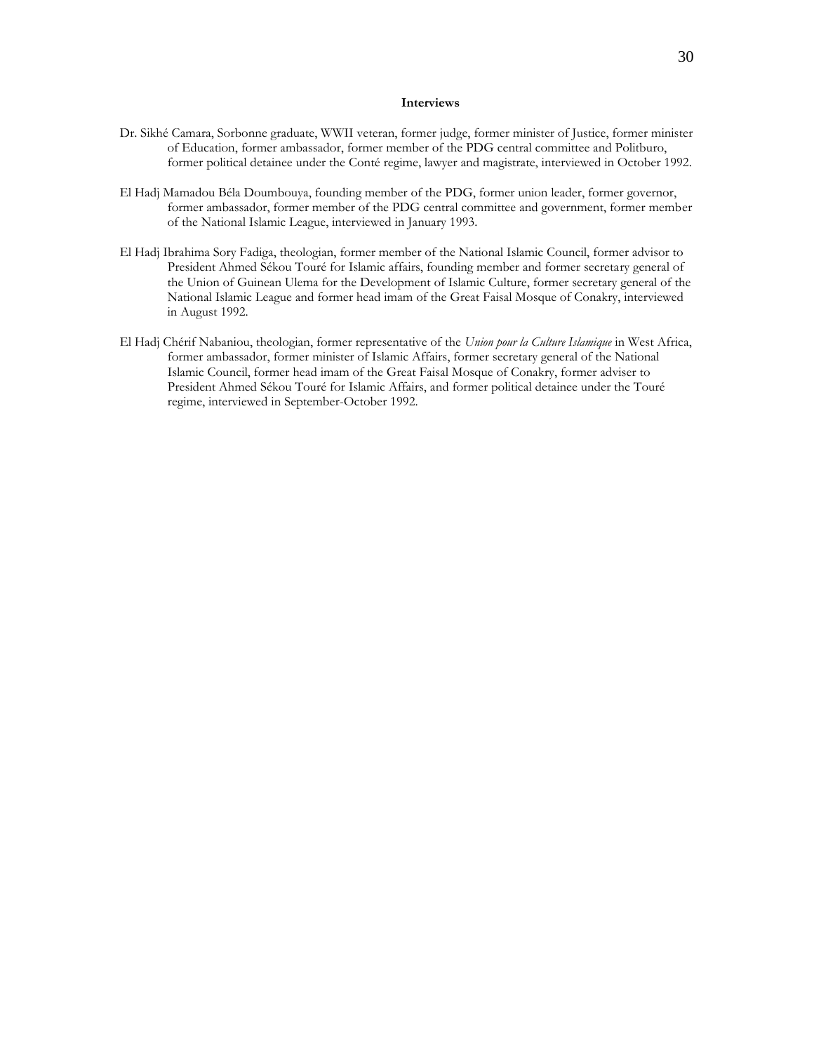**Interviews**

Dr. Sikhé Camara, Sorbonne graduate, WWII veteran, former judge, former minister of Justice, former minister of Education, former ambassador, former member of the PDG central committee and Politburo, former political detainee under the Conté regime, lawyer and magistrate, interviewed in October 1992.

El Hadj Mamadou Béla Doumbouya, founding member of the PDG, former union leader, former governor, former ambassador, former member of the PDG central committee and government, former member of the National Islamic League, interviewed in January 1993.

El Hadj Ibrahima Sory Fadiga, theologian, former member of the National Islamic Council, former advisor to President Ahmed Sékou Touré for Islamic affairs, founding member and former secretary general of the Union of Guinean Ulema for the Development of Islamic Culture, former secretary general of the National Islamic League and former head imam of the Great Faisal Mosque of Conakry, interviewed in August 1992.

El Hadj Chérif Nabaniou, theologian, former representative of the *Union pour la Culture Islamique* in West Africa, former ambassador, former minister of Islamic Affairs, former secretary general of the National Islamic Council, former head imam of the Great Faisal Mosque of Conakry, former adviser to President Ahmed Sékou Touré for Islamic Affairs, and former political detainee under the Touré regime, interviewed in September-October 1992.